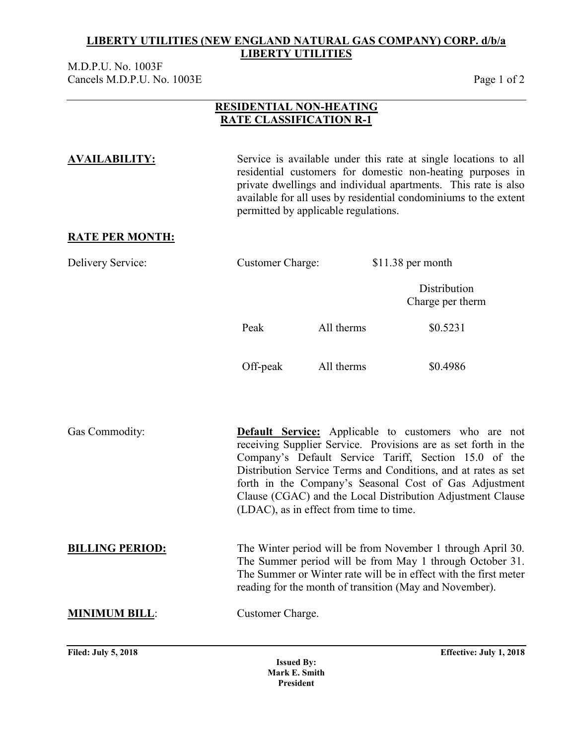**LIBERTY UTILITIES (NEW ENGLAND NATURAL GAS COMPANY) CORP. d/b/a LIBERTY UTILITIES**

M.D.P.U. No. 1003F
Cancels M.D.P.U. No. 1003E

## RESIDENTIAL NON-HEATING RATE CLASSIFICATION R-1

**AVAILABILITY:** Service is available under this rate at single locations to all residential customers for domestic non-heating purposes in private dwellings and individual apartments. This rate is also available for all uses by residential condominiums to the extent permitted by applicable regulations.

**RATE PER MONTH:**

Delivery Service: Customer Charge: $11.38 per month

| | | Distribution Charge per therm |
|---|---|---|
| Peak | All therms | $0.5231 |
| Off-peak | All therms | $0.4986 |

Gas Commodity: **Default Service:** Applicable to customers who are not receiving Supplier Service. Provisions are as set forth in the Company's Default Service Tariff, Section 15.0 of the Distribution Service Terms and Conditions, and at rates as set forth in the Company's Seasonal Cost of Gas Adjustment Clause (CGAC) and the Local Distribution Adjustment Clause (LDAC), as in effect from time to time.

**BILLING PERIOD:** The Winter period will be from November 1 through April 30. The Summer period will be from May 1 through October 31. The Summer or Winter rate will be in effect with the first meter reading for the month of transition (May and November).

**MINIMUM BILL**: Customer Charge.

**Filed: July 5, 2018** **Effective: July 1, 2018**

**Issued By:**
**Mark E. Smith**
**President**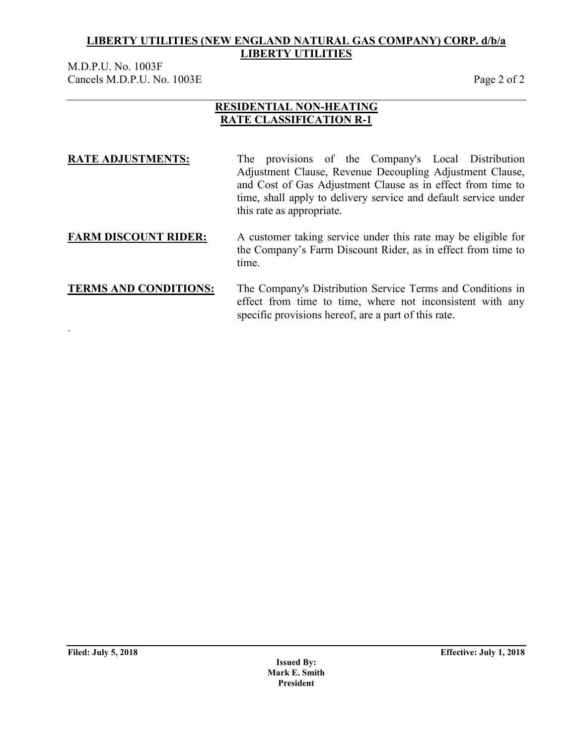**LIBERTY UTILITIES (NEW ENGLAND NATURAL GAS COMPANY) CORP. d/b/a LIBERTY UTILITIES**

M.D.P.U. No. 1003F
Cancels M.D.P.U. No. 1003E

## RESIDENTIAL NON-HEATING RATE CLASSIFICATION R-1

**RATE ADJUSTMENTS:** The provisions of the Company's Local Distribution Adjustment Clause, Revenue Decoupling Adjustment Clause, and Cost of Gas Adjustment Clause as in effect from time to time, shall apply to delivery service and default service under this rate as appropriate.

**FARM DISCOUNT RIDER:** A customer taking service under this rate may be eligible for the Company's Farm Discount Rider, as in effect from time to time.

**TERMS AND CONDITIONS:** The Company's Distribution Service Terms and Conditions in effect from time to time, where not inconsistent with any specific provisions hereof, are a part of this rate.

.

**Filed: July 5, 2018** **Effective: July 1, 2018**

**Issued By:**
**Mark E. Smith**
**President**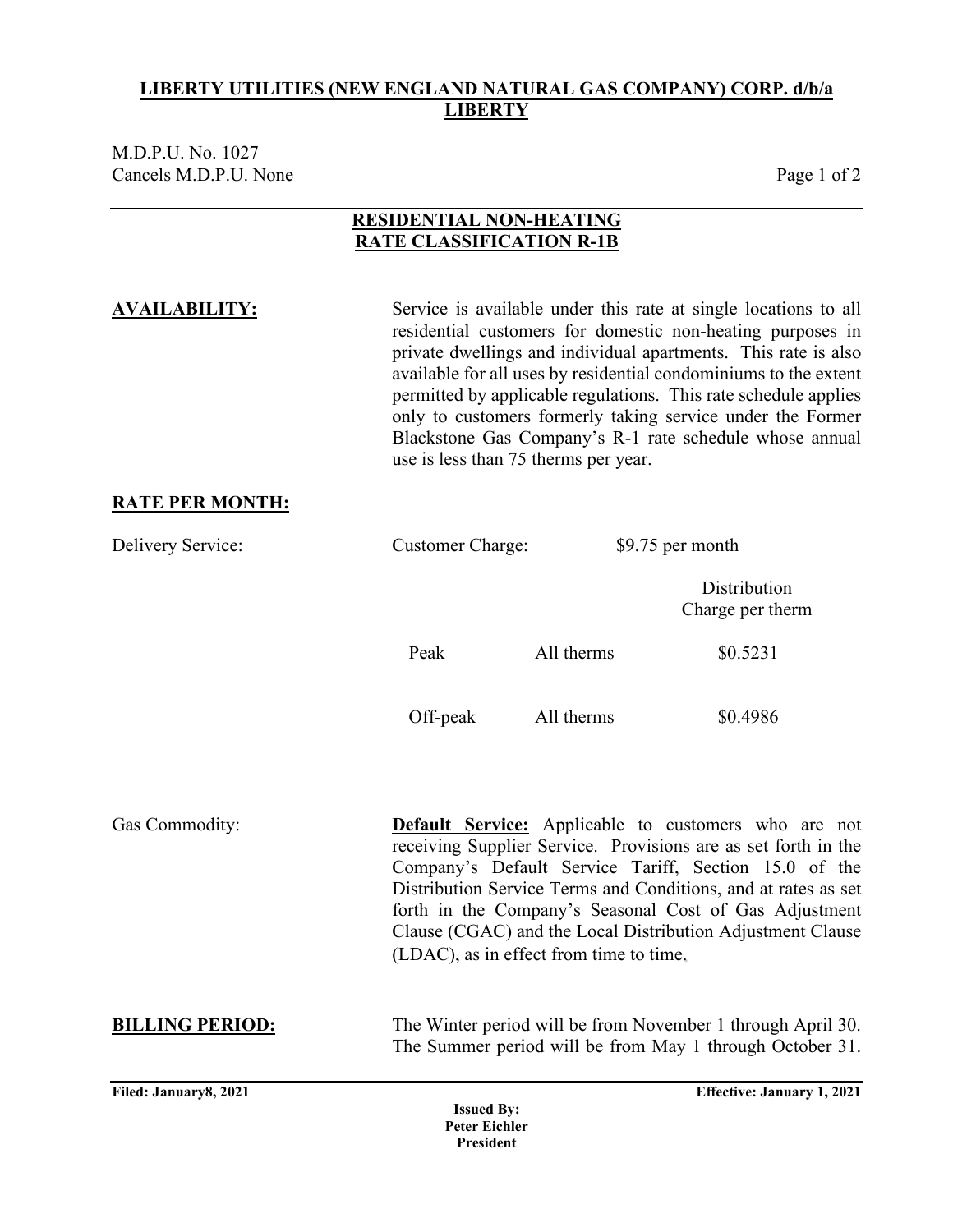**LIBERTY UTILITIES (NEW ENGLAND NATURAL GAS COMPANY) CORP. d/b/a LIBERTY**

M.D.P.U. No. 1027
Cancels M.D.P.U. None

## RESIDENTIAL NON-HEATING
## RATE CLASSIFICATION R-1B

**AVAILABILITY:**

Service is available under this rate at single locations to all residential customers for domestic non-heating purposes in private dwellings and individual apartments. This rate is also available for all uses by residential condominiums to the extent permitted by applicable regulations. This rate schedule applies only to customers formerly taking service under the Former Blackstone Gas Company's R-1 rate schedule whose annual use is less than 75 therms per year.

**RATE PER MONTH:**

Delivery Service: Customer Charge: $9.75 per month

| | | Distribution Charge per therm |
|---|---|---|
| Peak | All therms | $0.5231 |
| Off-peak | All therms | $0.4986 |

Gas Commodity:

**Default Service:** Applicable to customers who are not receiving Supplier Service. Provisions are as set forth in the Company's Default Service Tariff, Section 15.0 of the Distribution Service Terms and Conditions, and at rates as set forth in the Company's Seasonal Cost of Gas Adjustment Clause (CGAC) and the Local Distribution Adjustment Clause (LDAC), as in effect from time to time.

**BILLING PERIOD:**

The Winter period will be from November 1 through April 30. The Summer period will be from May 1 through October 31.

**Filed: January8, 2021** **Effective: January 1, 2021**

**Issued By:**
**Peter Eichler**
**President**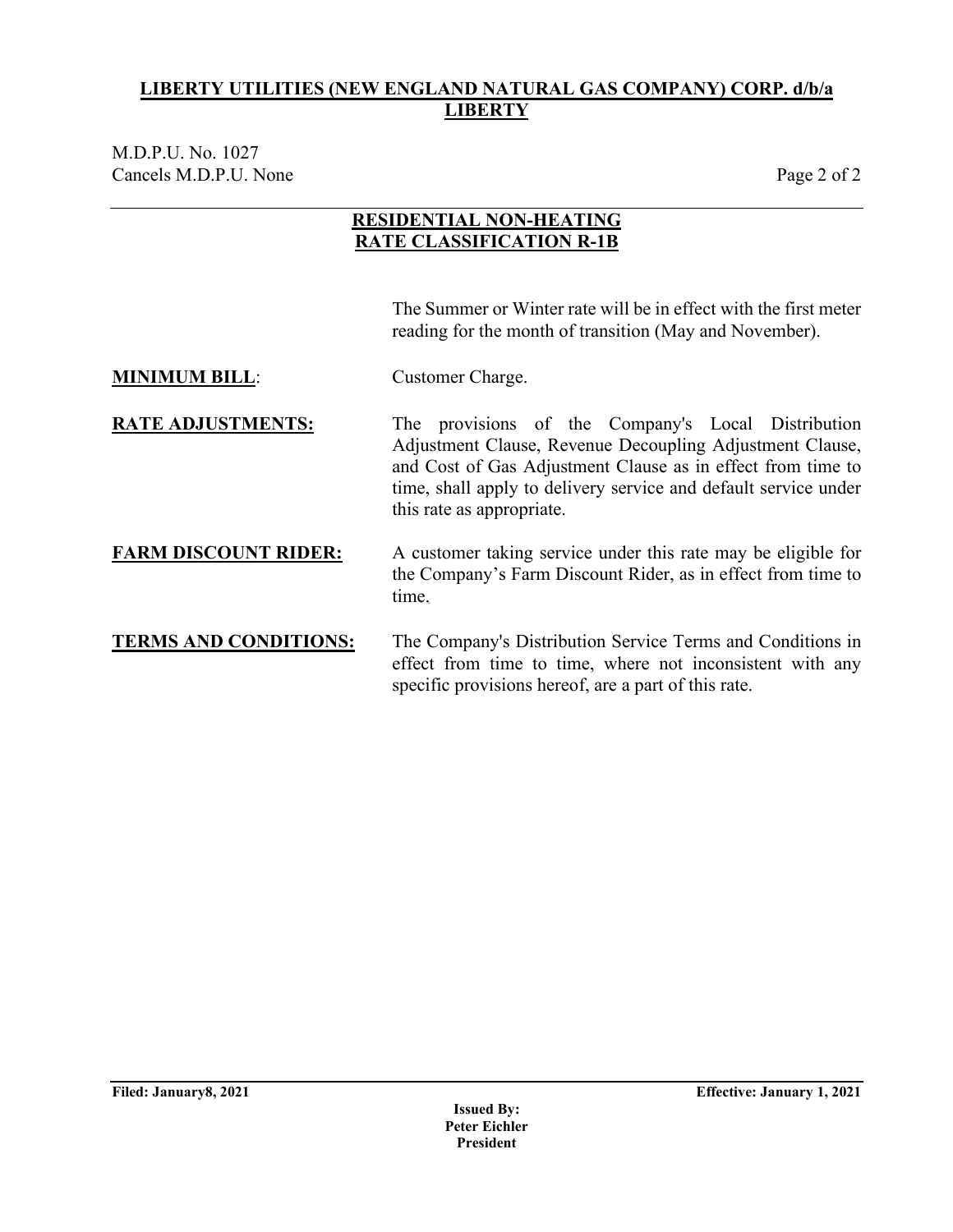**LIBERTY UTILITIES (NEW ENGLAND NATURAL GAS COMPANY) CORP. d/b/a LIBERTY**

M.D.P.U. No. 1027
Cancels M.D.P.U. None

## RESIDENTIAL NON-HEATING
## RATE CLASSIFICATION R-1B

The Summer or Winter rate will be in effect with the first meter reading for the month of transition (May and November).

**MINIMUM BILL**: Customer Charge.

**RATE ADJUSTMENTS:** The provisions of the Company's Local Distribution Adjustment Clause, Revenue Decoupling Adjustment Clause, and Cost of Gas Adjustment Clause as in effect from time to time, shall apply to delivery service and default service under this rate as appropriate.

**FARM DISCOUNT RIDER:** A customer taking service under this rate may be eligible for the Company's Farm Discount Rider, as in effect from time to time.

**TERMS AND CONDITIONS:** The Company's Distribution Service Terms and Conditions in effect from time to time, where not inconsistent with any specific provisions hereof, are a part of this rate.

**Filed: January8, 2021** **Effective: January 1, 2021**

**Issued By:**
**Peter Eichler**
**President**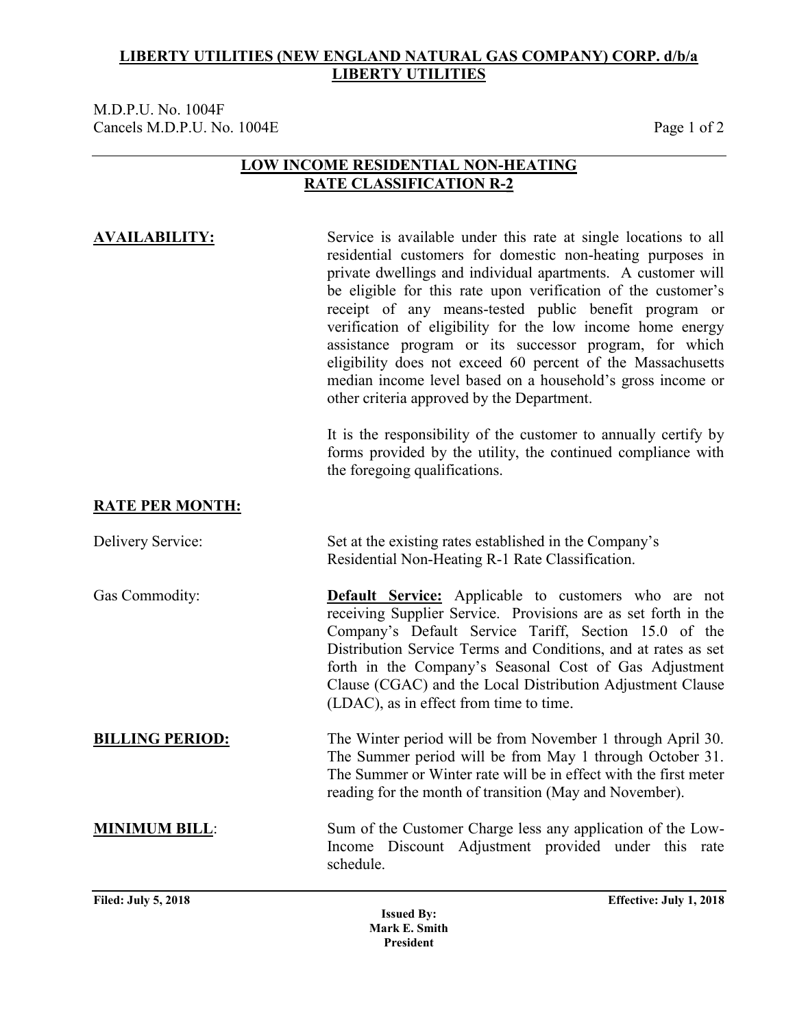**LIBERTY UTILITIES (NEW ENGLAND NATURAL GAS COMPANY) CORP. d/b/a LIBERTY UTILITIES**

M.D.P.U. No. 1004F
Cancels M.D.P.U. No. 1004E

## LOW INCOME RESIDENTIAL NON-HEATING RATE CLASSIFICATION R-2

**AVAILABILITY:**

Service is available under this rate at single locations to all residential customers for domestic non-heating purposes in private dwellings and individual apartments. A customer will be eligible for this rate upon verification of the customer's receipt of any means-tested public benefit program or verification of eligibility for the low income home energy assistance program or its successor program, for which eligibility does not exceed 60 percent of the Massachusetts median income level based on a household's gross income or other criteria approved by the Department.

It is the responsibility of the customer to annually certify by forms provided by the utility, the continued compliance with the foregoing qualifications.

**RATE PER MONTH:**

Delivery Service: Set at the existing rates established in the Company's Residential Non-Heating R-1 Rate Classification.

Gas Commodity: **Default Service:** Applicable to customers who are not receiving Supplier Service. Provisions are as set forth in the Company's Default Service Tariff, Section 15.0 of the Distribution Service Terms and Conditions, and at rates as set forth in the Company's Seasonal Cost of Gas Adjustment Clause (CGAC) and the Local Distribution Adjustment Clause (LDAC), as in effect from time to time.

**BILLING PERIOD:**

The Winter period will be from November 1 through April 30. The Summer period will be from May 1 through October 31. The Summer or Winter rate will be in effect with the first meter reading for the month of transition (May and November).

**MINIMUM BILL:**

Sum of the Customer Charge less any application of the Low-Income Discount Adjustment provided under this rate schedule.

**Filed: July 5, 2018** **Effective: July 1, 2018**

**Issued By:**
**Mark E. Smith**
**President**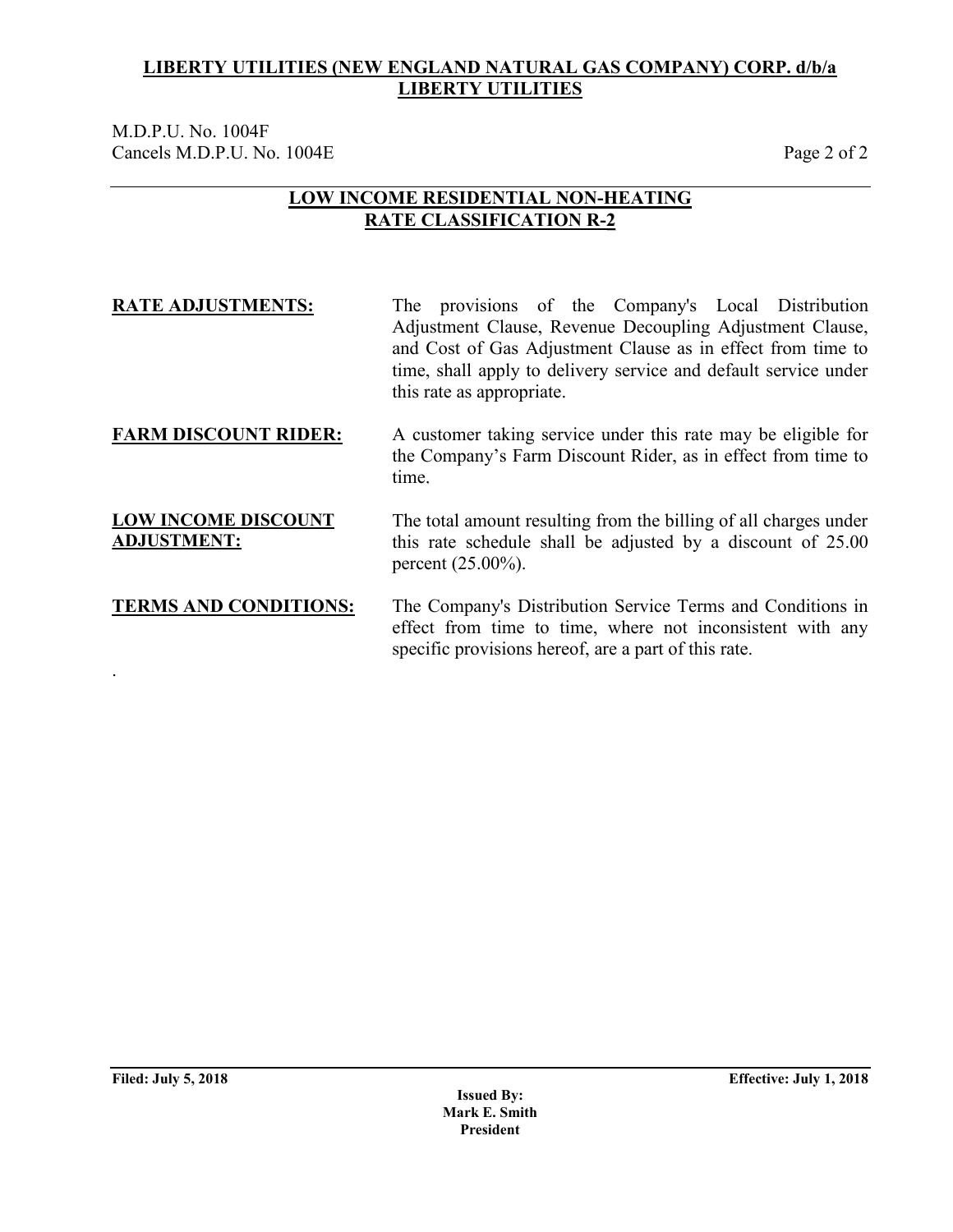**LIBERTY UTILITIES (NEW ENGLAND NATURAL GAS COMPANY) CORP. d/b/a LIBERTY UTILITIES**

M.D.P.U. No. 1004F
Cancels M.D.P.U. No. 1004E

## LOW INCOME RESIDENTIAL NON-HEATING RATE CLASSIFICATION R-2

**RATE ADJUSTMENTS:** The provisions of the Company's Local Distribution Adjustment Clause, Revenue Decoupling Adjustment Clause, and Cost of Gas Adjustment Clause as in effect from time to time, shall apply to delivery service and default service under this rate as appropriate.

**FARM DISCOUNT RIDER:** A customer taking service under this rate may be eligible for the Company's Farm Discount Rider, as in effect from time to time.

**LOW INCOME DISCOUNT ADJUSTMENT:** The total amount resulting from the billing of all charges under this rate schedule shall be adjusted by a discount of 25.00 percent (25.00%).

**TERMS AND CONDITIONS:** The Company's Distribution Service Terms and Conditions in effect from time to time, where not inconsistent with any specific provisions hereof, are a part of this rate.

.

**Filed: July 5, 2018** **Effective: July 1, 2018**

**Issued By:**
**Mark E. Smith**
**President**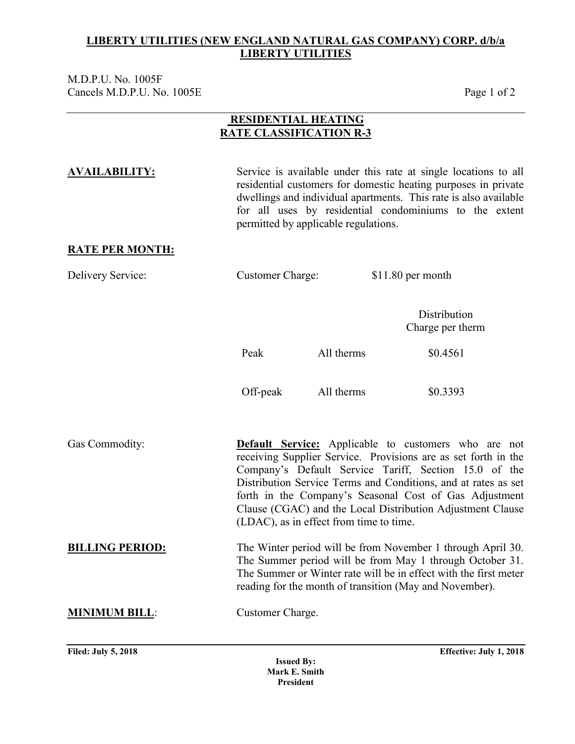**LIBERTY UTILITIES (NEW ENGLAND NATURAL GAS COMPANY) CORP. d/b/a LIBERTY UTILITIES**

M.D.P.U. No. 1005F
Cancels M.D.P.U. No. 1005E

## RESIDENTIAL HEATING
## RATE CLASSIFICATION R-3

**AVAILABILITY:** Service is available under this rate at single locations to all residential customers for domestic heating purposes in private dwellings and individual apartments. This rate is also available for all uses by residential condominiums to the extent permitted by applicable regulations.

**RATE PER MONTH:**

Delivery Service: Customer Charge: $11.80 per month

| | | Distribution Charge per therm |
|---|---|---|
| Peak | All therms | $0.4561 |
| Off-peak | All therms | $0.3393 |

Gas Commodity: **Default Service:** Applicable to customers who are not receiving Supplier Service. Provisions are as set forth in the Company's Default Service Tariff, Section 15.0 of the Distribution Service Terms and Conditions, and at rates as set forth in the Company's Seasonal Cost of Gas Adjustment Clause (CGAC) and the Local Distribution Adjustment Clause (LDAC), as in effect from time to time.

**BILLING PERIOD:** The Winter period will be from November 1 through April 30. The Summer period will be from May 1 through October 31. The Summer or Winter rate will be in effect with the first meter reading for the month of transition (May and November).

**MINIMUM BILL**: Customer Charge.

**Filed: July 5, 2018** **Effective: July 1, 2018**

**Issued By:**
**Mark E. Smith**
**President**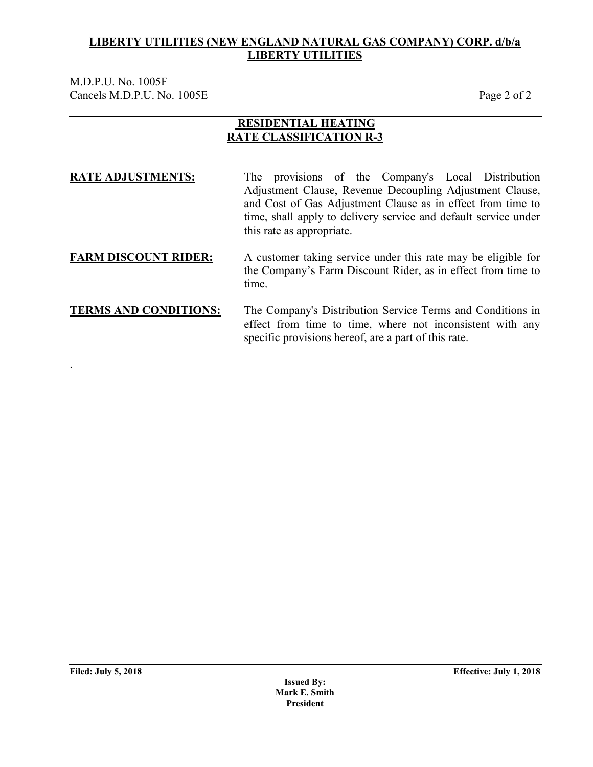**LIBERTY UTILITIES (NEW ENGLAND NATURAL GAS COMPANY) CORP. d/b/a LIBERTY UTILITIES**

M.D.P.U. No. 1005F
Cancels M.D.P.U. No. 1005E

## RESIDENTIAL HEATING RATE CLASSIFICATION R-3

**RATE ADJUSTMENTS:** The provisions of the Company's Local Distribution Adjustment Clause, Revenue Decoupling Adjustment Clause, and Cost of Gas Adjustment Clause as in effect from time to time, shall apply to delivery service and default service under this rate as appropriate.

**FARM DISCOUNT RIDER:** A customer taking service under this rate may be eligible for the Company's Farm Discount Rider, as in effect from time to time.

**TERMS AND CONDITIONS:** The Company's Distribution Service Terms and Conditions in effect from time to time, where not inconsistent with any specific provisions hereof, are a part of this rate.

.

**Filed: July 5, 2018** **Effective: July 1, 2018**

**Issued By:**
**Mark E. Smith**
**President**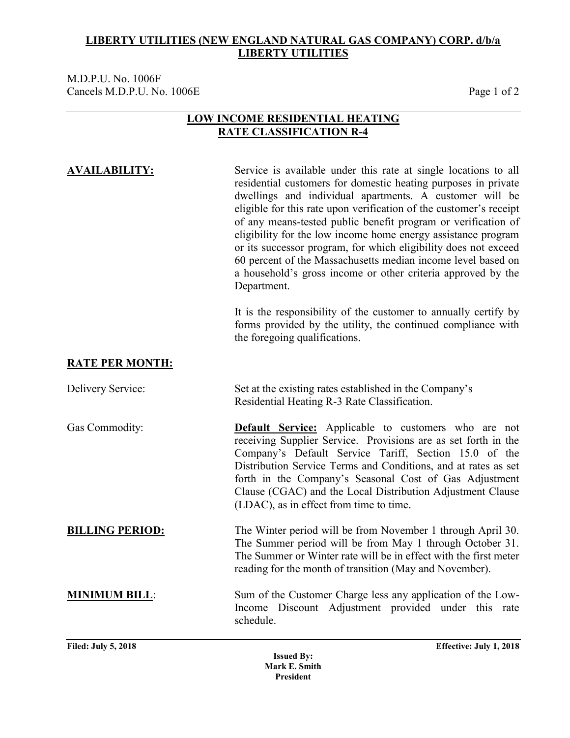**LIBERTY UTILITIES (NEW ENGLAND NATURAL GAS COMPANY) CORP. d/b/a LIBERTY UTILITIES**

M.D.P.U. No. 1006F
Cancels M.D.P.U. No. 1006E

# LOW INCOME RESIDENTIAL HEATING RATE CLASSIFICATION R-4

**AVAILABILITY:**

Service is available under this rate at single locations to all residential customers for domestic heating purposes in private dwellings and individual apartments. A customer will be eligible for this rate upon verification of the customer's receipt of any means-tested public benefit program or verification of eligibility for the low income home energy assistance program or its successor program, for which eligibility does not exceed 60 percent of the Massachusetts median income level based on a household's gross income or other criteria approved by the Department.

It is the responsibility of the customer to annually certify by forms provided by the utility, the continued compliance with the foregoing qualifications.

**RATE PER MONTH:**

Delivery Service: Set at the existing rates established in the Company's Residential Heating R-3 Rate Classification.

Gas Commodity: **Default Service:** Applicable to customers who are not receiving Supplier Service. Provisions are as set forth in the Company's Default Service Tariff, Section 15.0 of the Distribution Service Terms and Conditions, and at rates as set forth in the Company's Seasonal Cost of Gas Adjustment Clause (CGAC) and the Local Distribution Adjustment Clause (LDAC), as in effect from time to time.

**BILLING PERIOD:**

The Winter period will be from November 1 through April 30. The Summer period will be from May 1 through October 31. The Summer or Winter rate will be in effect with the first meter reading for the month of transition (May and November).

**MINIMUM BILL:**

Sum of the Customer Charge less any application of the Low-Income Discount Adjustment provided under this rate schedule.

**Filed: July 5, 2018** **Effective: July 1, 2018**

**Issued By:**
**Mark E. Smith**
**President**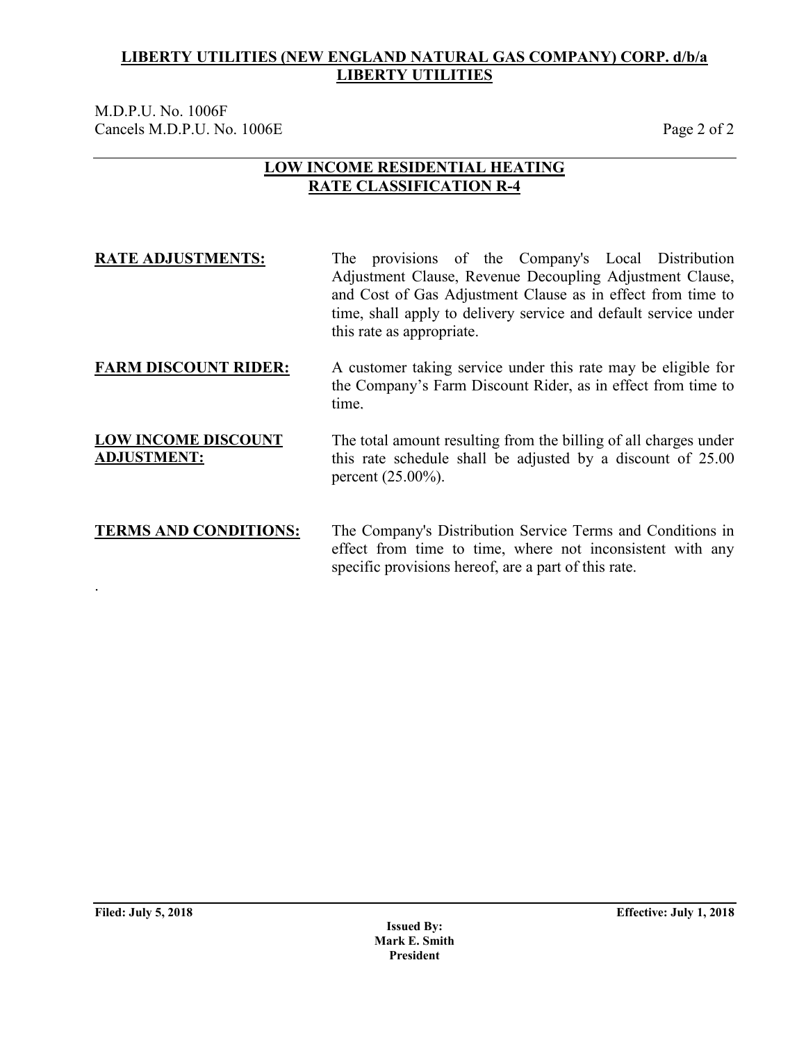**LIBERTY UTILITIES (NEW ENGLAND NATURAL GAS COMPANY) CORP. d/b/a LIBERTY UTILITIES**

M.D.P.U. No. 1006F
Cancels M.D.P.U. No. 1006E

## LOW INCOME RESIDENTIAL HEATING RATE CLASSIFICATION R-4

**RATE ADJUSTMENTS:** The provisions of the Company's Local Distribution Adjustment Clause, Revenue Decoupling Adjustment Clause, and Cost of Gas Adjustment Clause as in effect from time to time, shall apply to delivery service and default service under this rate as appropriate.

**FARM DISCOUNT RIDER:** A customer taking service under this rate may be eligible for the Company's Farm Discount Rider, as in effect from time to time.

**LOW INCOME DISCOUNT ADJUSTMENT:** The total amount resulting from the billing of all charges under this rate schedule shall be adjusted by a discount of 25.00 percent (25.00%).

**TERMS AND CONDITIONS:** The Company's Distribution Service Terms and Conditions in effect from time to time, where not inconsistent with any specific provisions hereof, are a part of this rate.

.

**Filed: July 5, 2018** **Effective: July 1, 2018**

**Issued By:**
**Mark E. Smith**
**President**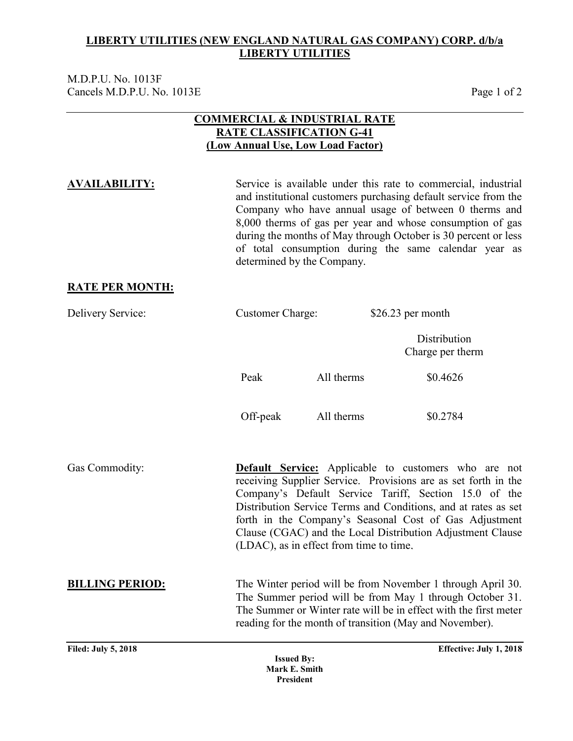**LIBERTY UTILITIES (NEW ENGLAND NATURAL GAS COMPANY) CORP. d/b/a LIBERTY UTILITIES**

M.D.P.U. No. 1013F
Cancels M.D.P.U. No. 1013E

## COMMERCIAL & INDUSTRIAL RATE
## RATE CLASSIFICATION G-41
## (Low Annual Use, Low Load Factor)

**AVAILABILITY:** Service is available under this rate to commercial, industrial and institutional customers purchasing default service from the Company who have annual usage of between 0 therms and 8,000 therms of gas per year and whose consumption of gas during the months of May through October is 30 percent or less of total consumption during the same calendar year as determined by the Company.

**RATE PER MONTH:**

Delivery Service: Customer Charge: $26.23 per month

| | | Distribution Charge per therm |
|---|---|---|
| Peak | All therms | $0.4626 |
| Off-peak | All therms | $0.2784 |

Gas Commodity: **Default Service:** Applicable to customers who are not receiving Supplier Service. Provisions are as set forth in the Company's Default Service Tariff, Section 15.0 of the Distribution Service Terms and Conditions, and at rates as set forth in the Company's Seasonal Cost of Gas Adjustment Clause (CGAC) and the Local Distribution Adjustment Clause (LDAC), as in effect from time to time.

**BILLING PERIOD:** The Winter period will be from November 1 through April 30. The Summer period will be from May 1 through October 31. The Summer or Winter rate will be in effect with the first meter reading for the month of transition (May and November).

**Filed: July 5, 2018** **Effective: July 1, 2018**

**Issued By:**
**Mark E. Smith**
**President**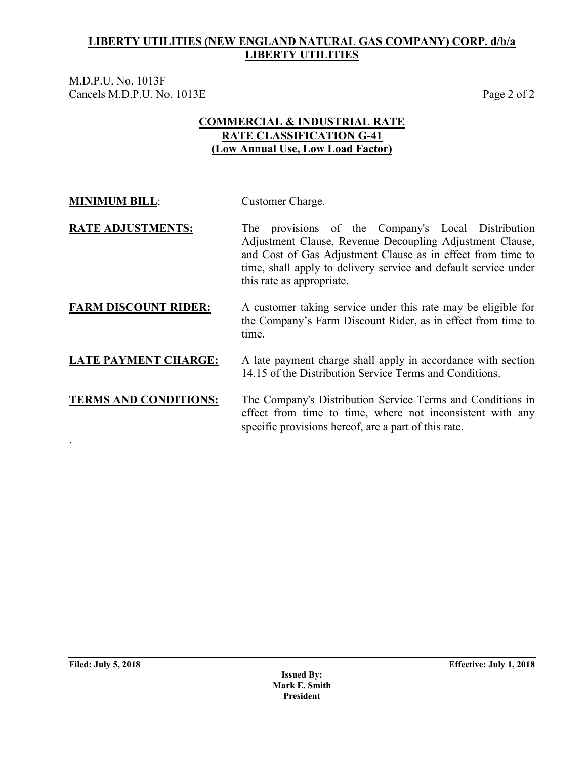**LIBERTY UTILITIES (NEW ENGLAND NATURAL GAS COMPANY) CORP. d/b/a LIBERTY UTILITIES**

M.D.P.U. No. 1013F
Cancels M.D.P.U. No. 1013E

## COMMERCIAL & INDUSTRIAL RATE
## RATE CLASSIFICATION G-41
## (Low Annual Use, Low Load Factor)

**MINIMUM BILL**: Customer Charge.

**RATE ADJUSTMENTS:** The provisions of the Company's Local Distribution Adjustment Clause, Revenue Decoupling Adjustment Clause, and Cost of Gas Adjustment Clause as in effect from time to time, shall apply to delivery service and default service under this rate as appropriate.

**FARM DISCOUNT RIDER:** A customer taking service under this rate may be eligible for the Company's Farm Discount Rider, as in effect from time to time.

**LATE PAYMENT CHARGE:** A late payment charge shall apply in accordance with section 14.15 of the Distribution Service Terms and Conditions.

**TERMS AND CONDITIONS:** The Company's Distribution Service Terms and Conditions in effect from time to time, where not inconsistent with any specific provisions hereof, are a part of this rate.

.

**Filed: July 5, 2018** **Effective: July 1, 2018**

**Issued By:**
**Mark E. Smith**
**President**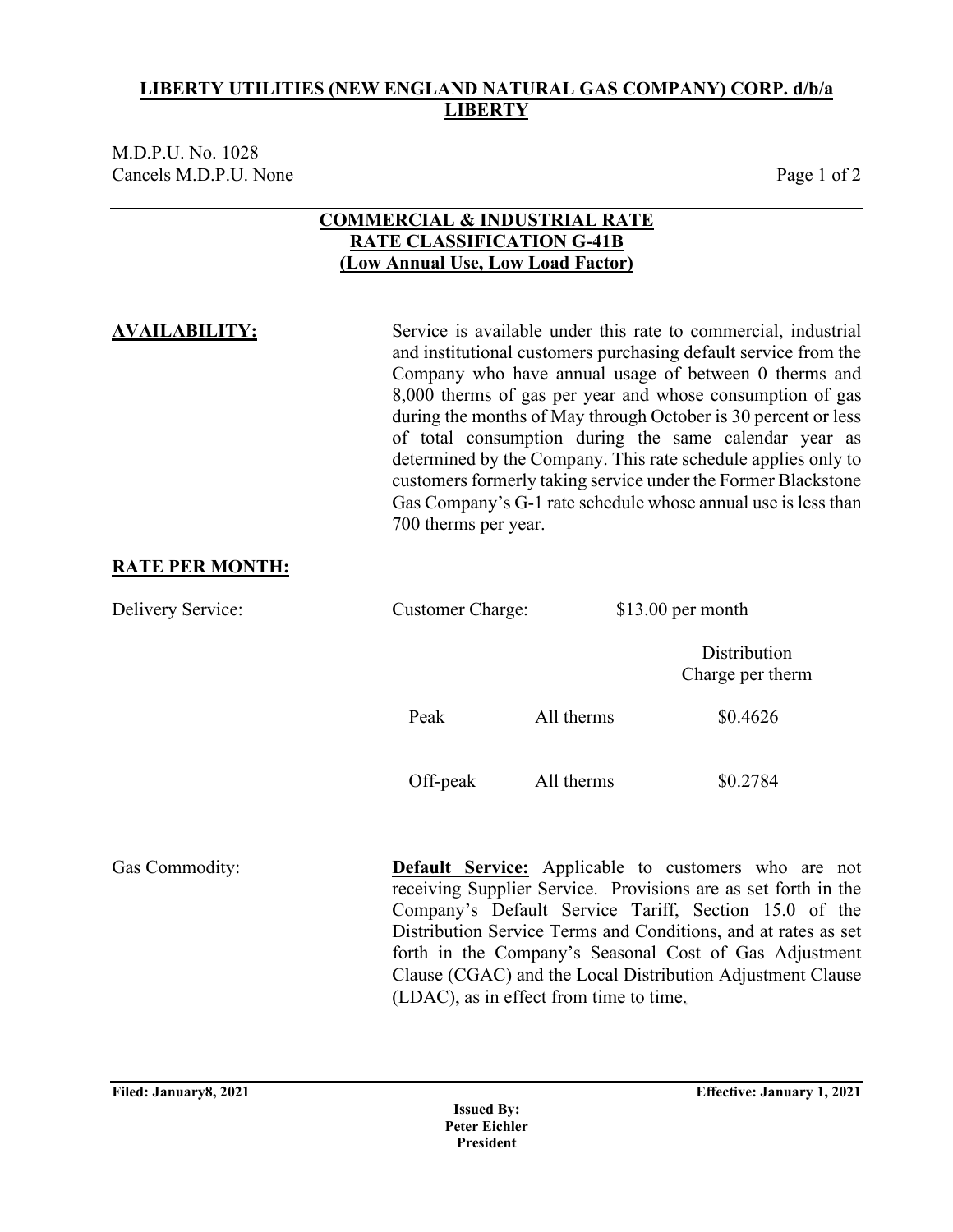**LIBERTY UTILITIES (NEW ENGLAND NATURAL GAS COMPANY) CORP. d/b/a LIBERTY**

M.D.P.U. No. 1028
Cancels M.D.P.U. None

## COMMERCIAL & INDUSTRIAL RATE
## RATE CLASSIFICATION G-41B
## (Low Annual Use, Low Load Factor)

**AVAILABILITY:**

Service is available under this rate to commercial, industrial and institutional customers purchasing default service from the Company who have annual usage of between 0 therms and 8,000 therms of gas per year and whose consumption of gas during the months of May through October is 30 percent or less of total consumption during the same calendar year as determined by the Company. This rate schedule applies only to customers formerly taking service under the Former Blackstone Gas Company's G-1 rate schedule whose annual use is less than 700 therms per year.

**RATE PER MONTH:**

Delivery Service: Customer Charge: $13.00 per month

| | | Distribution Charge per therm |
|---|---|---|
| Peak | All therms | $0.4626 |
| Off-peak | All therms | $0.2784 |

Gas Commodity:

**Default Service:** Applicable to customers who are not receiving Supplier Service. Provisions are as set forth in the Company's Default Service Tariff, Section 15.0 of the Distribution Service Terms and Conditions, and at rates as set forth in the Company's Seasonal Cost of Gas Adjustment Clause (CGAC) and the Local Distribution Adjustment Clause (LDAC), as in effect from time to time.

**Filed: January8, 2021** **Effective: January 1, 2021**

**Issued By:**
**Peter Eichler**
**President**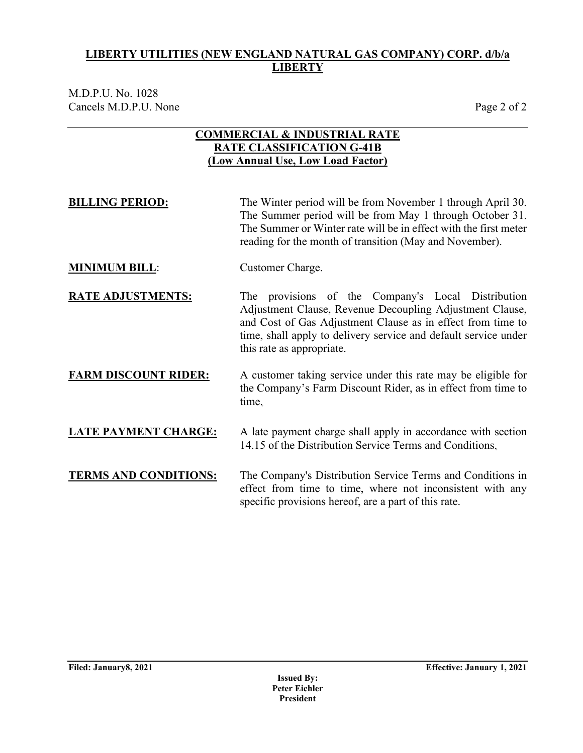**LIBERTY UTILITIES (NEW ENGLAND NATURAL GAS COMPANY) CORP. d/b/a LIBERTY**

M.D.P.U. No. 1028
Cancels M.D.P.U. None

## COMMERCIAL & INDUSTRIAL RATE
## RATE CLASSIFICATION G-41B
## (Low Annual Use, Low Load Factor)

**BILLING PERIOD:** The Winter period will be from November 1 through April 30. The Summer period will be from May 1 through October 31. The Summer or Winter rate will be in effect with the first meter reading for the month of transition (May and November).

**MINIMUM BILL**: Customer Charge.

**RATE ADJUSTMENTS:** The provisions of the Company's Local Distribution Adjustment Clause, Revenue Decoupling Adjustment Clause, and Cost of Gas Adjustment Clause as in effect from time to time, shall apply to delivery service and default service under this rate as appropriate.

**FARM DISCOUNT RIDER:** A customer taking service under this rate may be eligible for the Company's Farm Discount Rider, as in effect from time to time.

**LATE PAYMENT CHARGE:** A late payment charge shall apply in accordance with section 14.15 of the Distribution Service Terms and Conditions.

**TERMS AND CONDITIONS:** The Company's Distribution Service Terms and Conditions in effect from time to time, where not inconsistent with any specific provisions hereof, are a part of this rate.

**Filed: January8, 2021** **Effective: January 1, 2021**

**Issued By:**
**Peter Eichler**
**President**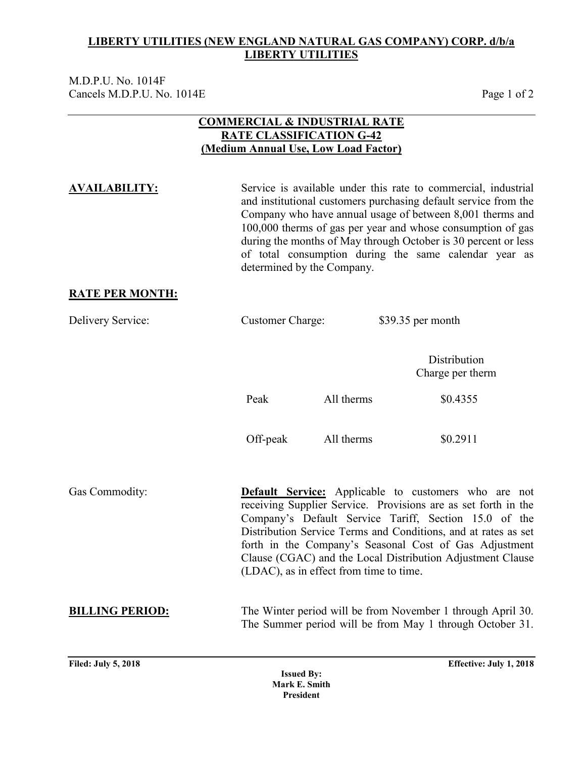**LIBERTY UTILITIES (NEW ENGLAND NATURAL GAS COMPANY) CORP. d/b/a LIBERTY UTILITIES**

M.D.P.U. No. 1014F
Cancels M.D.P.U. No. 1014E

## COMMERCIAL & INDUSTRIAL RATE
## RATE CLASSIFICATION G-42
## (Medium Annual Use, Low Load Factor)

**AVAILABILITY:**

Service is available under this rate to commercial, industrial and institutional customers purchasing default service from the Company who have annual usage of between 8,001 therms and 100,000 therms of gas per year and whose consumption of gas during the months of May through October is 30 percent or less of total consumption during the same calendar year as determined by the Company.

**RATE PER MONTH:**

Delivery Service: Customer Charge: $39.35 per month

| | | Distribution Charge per therm |
|---|---|---|
| Peak | All therms | $0.4355 |
| Off-peak | All therms | $0.2911 |

Gas Commodity:

**Default Service:** Applicable to customers who are not receiving Supplier Service. Provisions are as set forth in the Company's Default Service Tariff, Section 15.0 of the Distribution Service Terms and Conditions, and at rates as set forth in the Company's Seasonal Cost of Gas Adjustment Clause (CGAC) and the Local Distribution Adjustment Clause (LDAC), as in effect from time to time.

**BILLING PERIOD:**

The Winter period will be from November 1 through April 30. The Summer period will be from May 1 through October 31.

**Filed: July 5, 2018** **Effective: July 1, 2018**

**Issued By:**
**Mark E. Smith**
**President**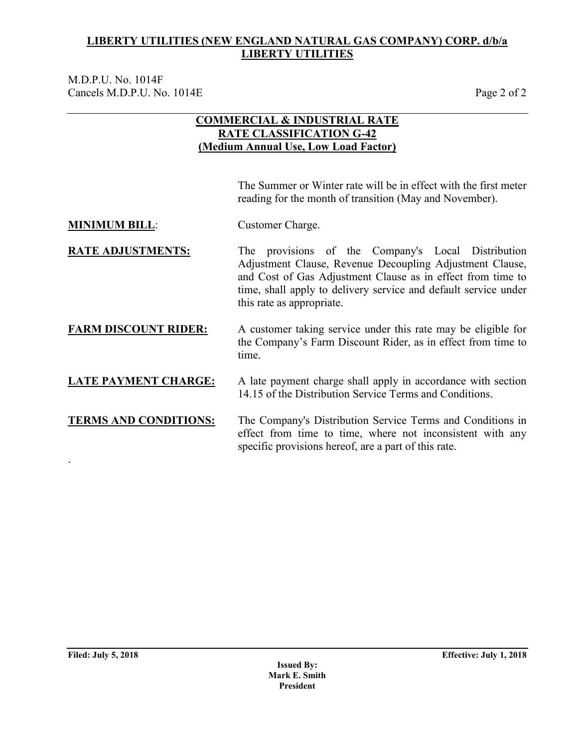**LIBERTY UTILITIES (NEW ENGLAND NATURAL GAS COMPANY) CORP. d/b/a LIBERTY UTILITIES**

M.D.P.U. No. 1014F
Cancels M.D.P.U. No. 1014E

**COMMERCIAL & INDUSTRIAL RATE**
**RATE CLASSIFICATION G-42**
**(Medium Annual Use, Low Load Factor)**

The Summer or Winter rate will be in effect with the first meter reading for the month of transition (May and November).

**MINIMUM BILL**: Customer Charge.

**RATE ADJUSTMENTS:** The provisions of the Company's Local Distribution Adjustment Clause, Revenue Decoupling Adjustment Clause, and Cost of Gas Adjustment Clause as in effect from time to time, shall apply to delivery service and default service under this rate as appropriate.

**FARM DISCOUNT RIDER:** A customer taking service under this rate may be eligible for the Company's Farm Discount Rider, as in effect from time to time.

**LATE PAYMENT CHARGE:** A late payment charge shall apply in accordance with section 14.15 of the Distribution Service Terms and Conditions.

**TERMS AND CONDITIONS:** The Company's Distribution Service Terms and Conditions in effect from time to time, where not inconsistent with any specific provisions hereof, are a part of this rate.

.

**Filed: July 5, 2018** **Effective: July 1, 2018**

**Issued By:**
**Mark E. Smith**
**President**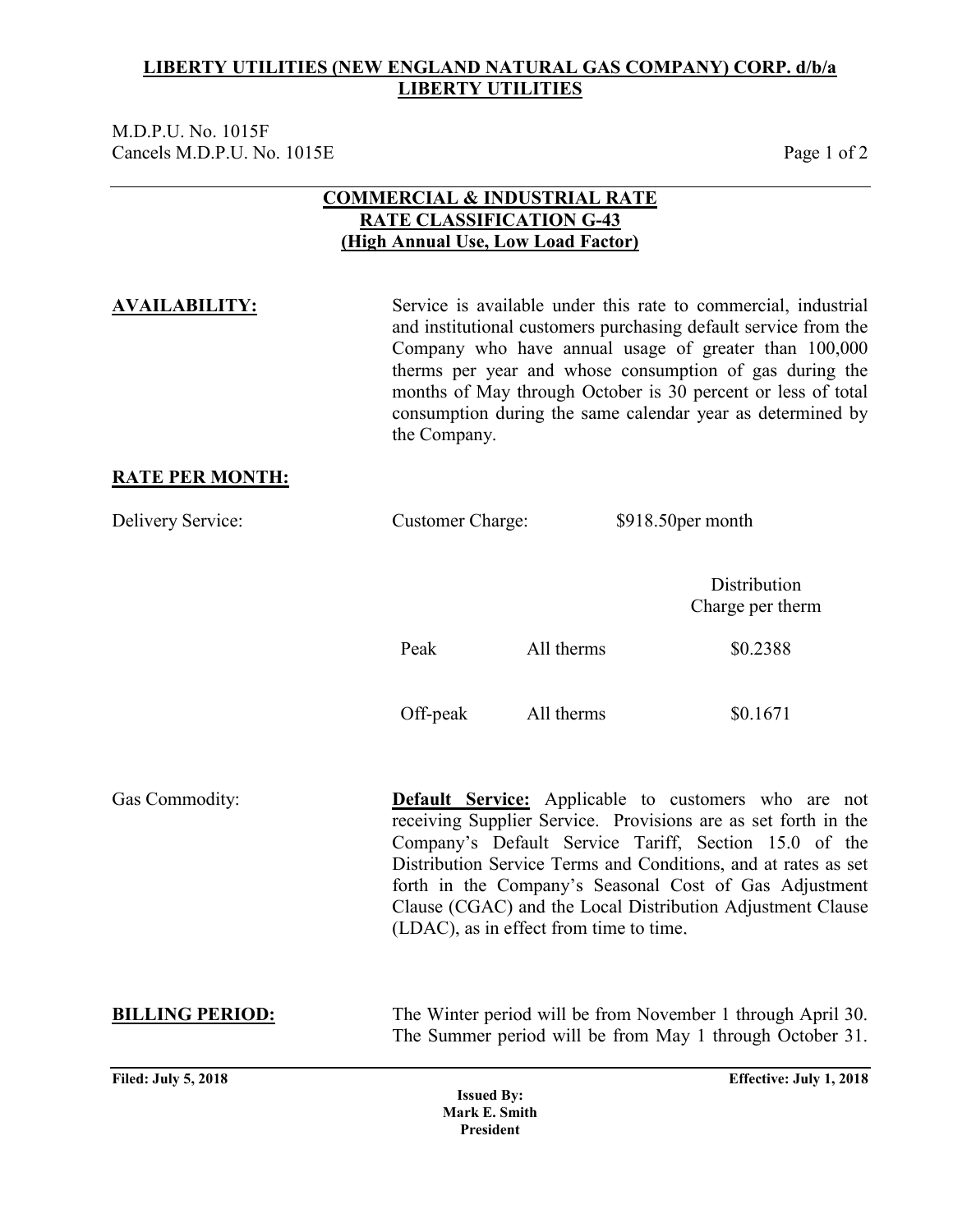**LIBERTY UTILITIES (NEW ENGLAND NATURAL GAS COMPANY) CORP. d/b/a LIBERTY UTILITIES**

M.D.P.U. No. 1015F
Cancels M.D.P.U. No. 1015E

# COMMERCIAL & INDUSTRIAL RATE
## RATE CLASSIFICATION G-43
## (High Annual Use, Low Load Factor)

**AVAILABILITY:** Service is available under this rate to commercial, industrial and institutional customers purchasing default service from the Company who have annual usage of greater than 100,000 therms per year and whose consumption of gas during the months of May through October is 30 percent or less of total consumption during the same calendar year as determined by the Company.

**RATE PER MONTH:**

Delivery Service: Customer Charge: $918.50per month

| | | Distribution Charge per therm |
|---|---|---|
| Peak | All therms | $0.2388 |
| Off-peak | All therms | $0.1671 |

Gas Commodity: **Default Service:** Applicable to customers who are not receiving Supplier Service. Provisions are as set forth in the Company's Default Service Tariff, Section 15.0 of the Distribution Service Terms and Conditions, and at rates as set forth in the Company's Seasonal Cost of Gas Adjustment Clause (CGAC) and the Local Distribution Adjustment Clause (LDAC), as in effect from time to time.

**BILLING PERIOD:** The Winter period will be from November 1 through April 30. The Summer period will be from May 1 through October 31.

**Filed: July 5, 2018** **Effective: July 1, 2018**

**Issued By:**
**Mark E. Smith**
**President**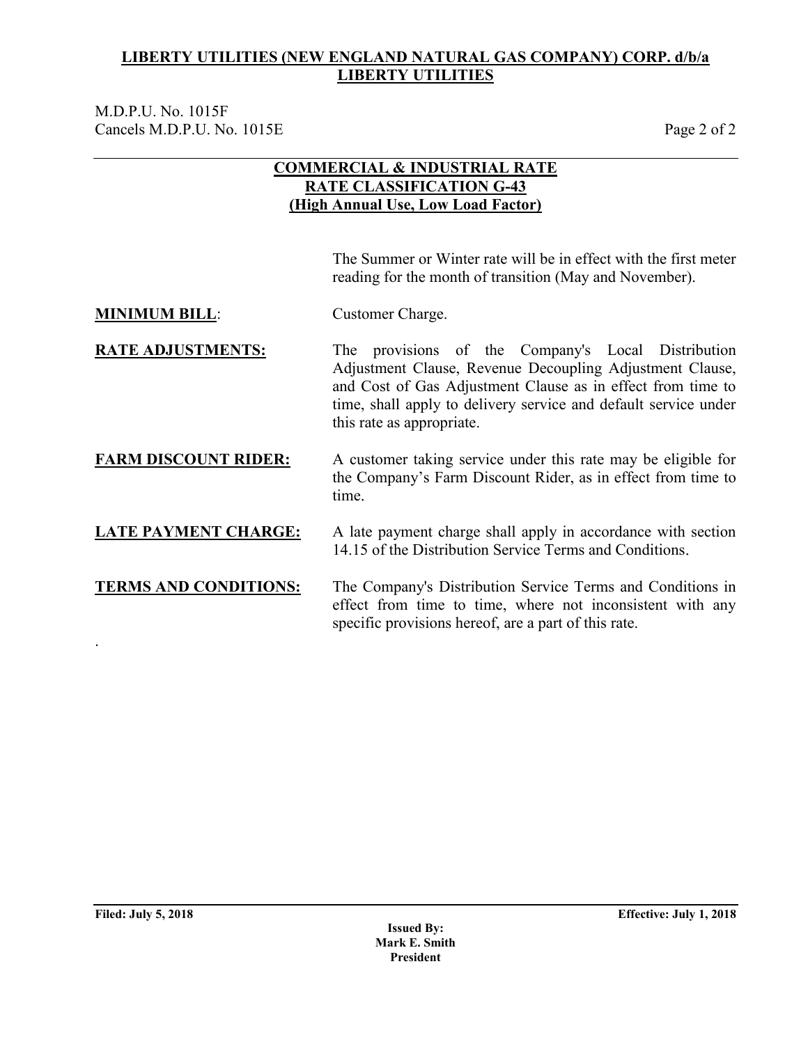**LIBERTY UTILITIES (NEW ENGLAND NATURAL GAS COMPANY) CORP. d/b/a LIBERTY UTILITIES**

M.D.P.U. No. 1015F
Cancels M.D.P.U. No. 1015E

**COMMERCIAL & INDUSTRIAL RATE**
**RATE CLASSIFICATION G-43**
**(High Annual Use, Low Load Factor)**

The Summer or Winter rate will be in effect with the first meter reading for the month of transition (May and November).

**MINIMUM BILL**: Customer Charge.

**RATE ADJUSTMENTS:** The provisions of the Company's Local Distribution Adjustment Clause, Revenue Decoupling Adjustment Clause, and Cost of Gas Adjustment Clause as in effect from time to time, shall apply to delivery service and default service under this rate as appropriate.

**FARM DISCOUNT RIDER:** A customer taking service under this rate may be eligible for the Company's Farm Discount Rider, as in effect from time to time.

**LATE PAYMENT CHARGE:** A late payment charge shall apply in accordance with section 14.15 of the Distribution Service Terms and Conditions.

**TERMS AND CONDITIONS:** The Company's Distribution Service Terms and Conditions in effect from time to time, where not inconsistent with any specific provisions hereof, are a part of this rate.

**Filed: July 5, 2018** **Effective: July 1, 2018**

**Issued By:**
**Mark E. Smith**
**President**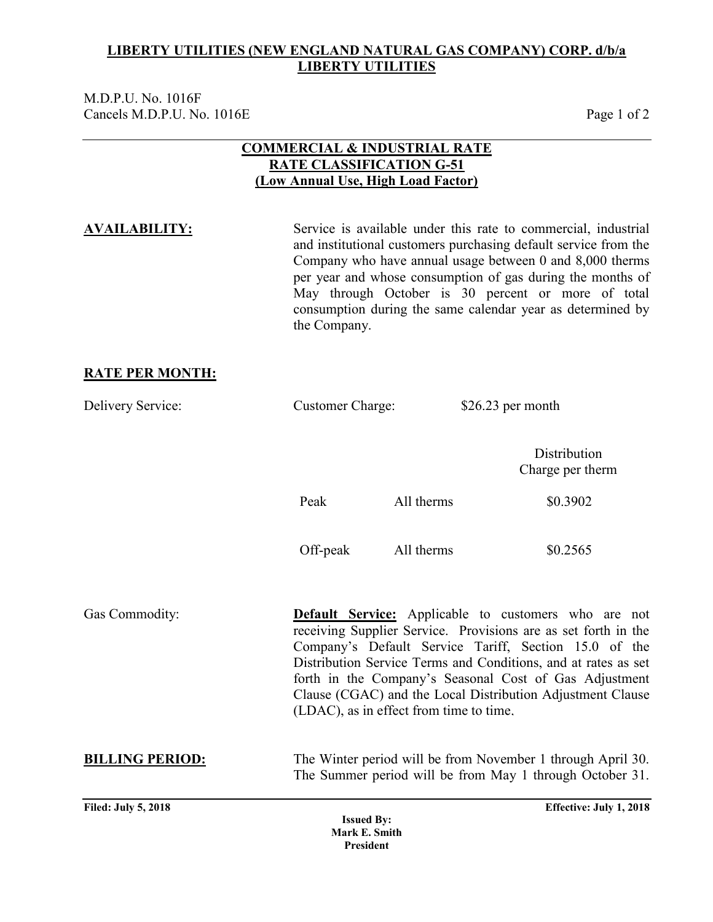**LIBERTY UTILITIES (NEW ENGLAND NATURAL GAS COMPANY) CORP. d/b/a LIBERTY UTILITIES**

M.D.P.U. No. 1016F
Cancels M.D.P.U. No. 1016E

## COMMERCIAL & INDUSTRIAL RATE
## RATE CLASSIFICATION G-51
## (Low Annual Use, High Load Factor)

**AVAILABILITY:**

Service is available under this rate to commercial, industrial and institutional customers purchasing default service from the Company who have annual usage between 0 and 8,000 therms per year and whose consumption of gas during the months of May through October is 30 percent or more of total consumption during the same calendar year as determined by the Company.

**RATE PER MONTH:**

Delivery Service: Customer Charge: $26.23 per month

| | | Distribution Charge per therm |
|---|---|---|
| Peak | All therms | $0.3902 |
| Off-peak | All therms | $0.2565 |

Gas Commodity:

**Default Service:** Applicable to customers who are not receiving Supplier Service. Provisions are as set forth in the Company's Default Service Tariff, Section 15.0 of the Distribution Service Terms and Conditions, and at rates as set forth in the Company's Seasonal Cost of Gas Adjustment Clause (CGAC) and the Local Distribution Adjustment Clause (LDAC), as in effect from time to time.

**BILLING PERIOD:**

The Winter period will be from November 1 through April 30. The Summer period will be from May 1 through October 31.

**Filed: July 5, 2018** **Effective: July 1, 2018**

**Issued By:**
**Mark E. Smith**
**President**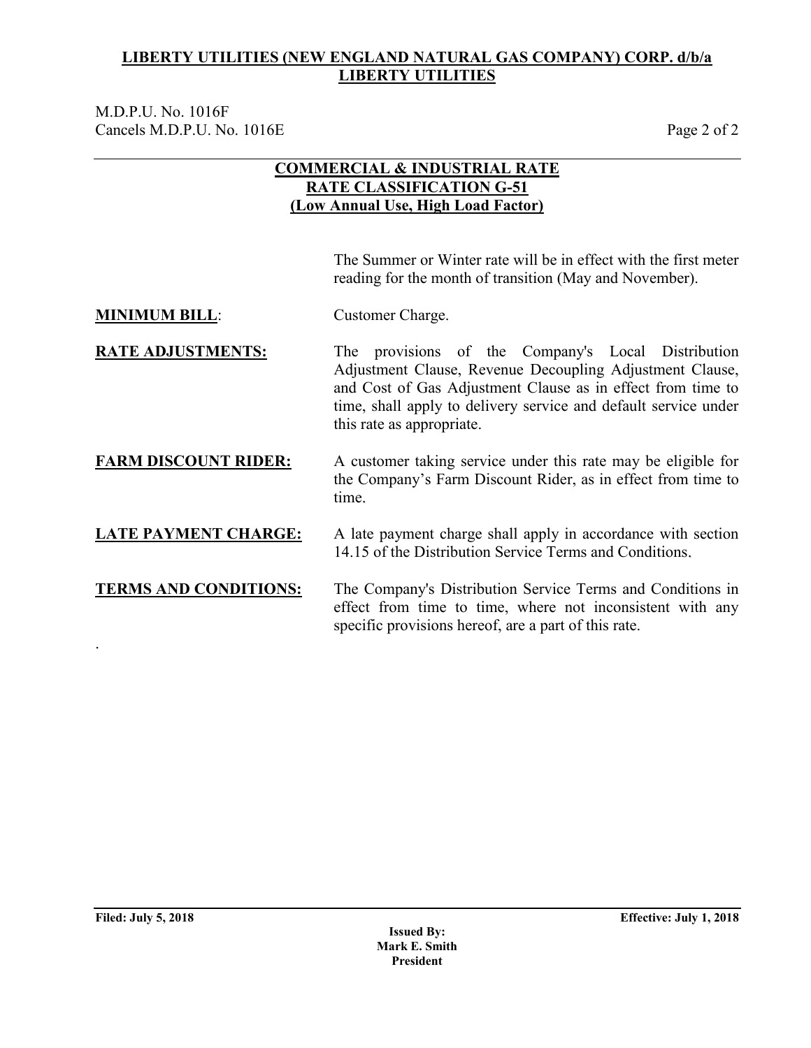**LIBERTY UTILITIES (NEW ENGLAND NATURAL GAS COMPANY) CORP. d/b/a LIBERTY UTILITIES**

M.D.P.U. No. 1016F
Cancels M.D.P.U. No. 1016E

**COMMERCIAL & INDUSTRIAL RATE**
**RATE CLASSIFICATION G-51**
**(Low Annual Use, High Load Factor)**

The Summer or Winter rate will be in effect with the first meter reading for the month of transition (May and November).

**MINIMUM BILL**: Customer Charge.

**RATE ADJUSTMENTS:** The provisions of the Company's Local Distribution Adjustment Clause, Revenue Decoupling Adjustment Clause, and Cost of Gas Adjustment Clause as in effect from time to time, shall apply to delivery service and default service under this rate as appropriate.

**FARM DISCOUNT RIDER:** A customer taking service under this rate may be eligible for the Company's Farm Discount Rider, as in effect from time to time.

**LATE PAYMENT CHARGE:** A late payment charge shall apply in accordance with section 14.15 of the Distribution Service Terms and Conditions.

**TERMS AND CONDITIONS:** The Company's Distribution Service Terms and Conditions in effect from time to time, where not inconsistent with any specific provisions hereof, are a part of this rate.

.

**Filed: July 5, 2018** **Effective: July 1, 2018**

**Issued By:**
**Mark E. Smith**
**President**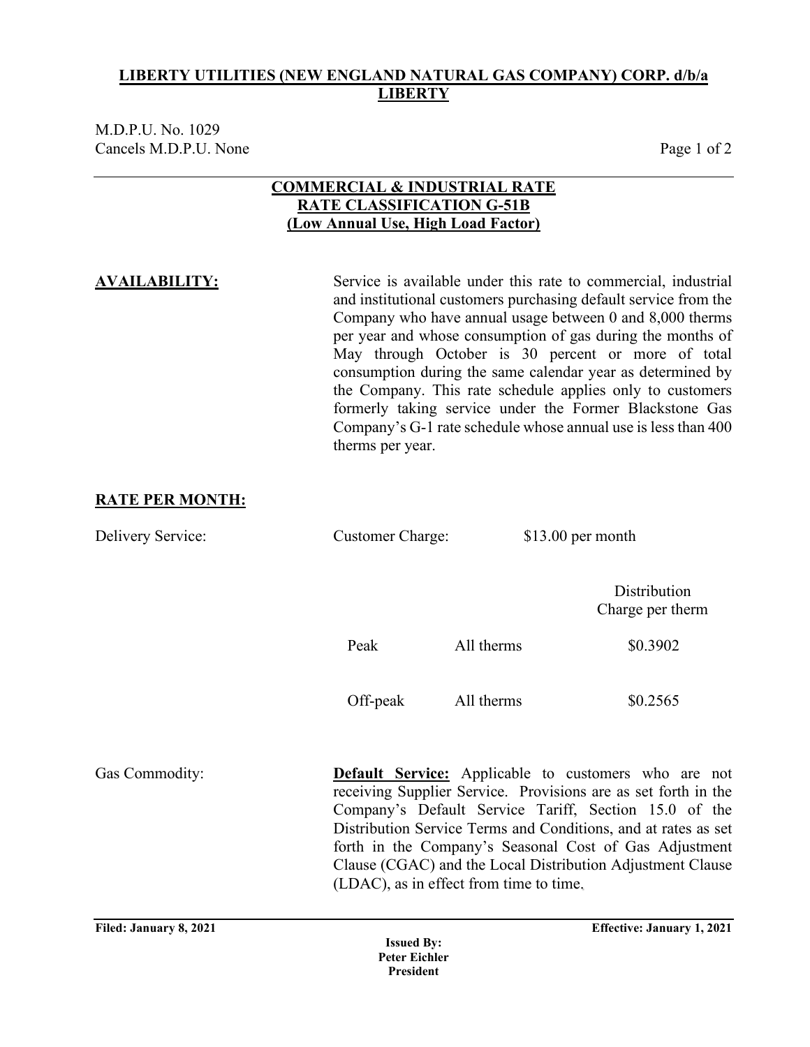**LIBERTY UTILITIES (NEW ENGLAND NATURAL GAS COMPANY) CORP. d/b/a LIBERTY**

M.D.P.U. No. 1029
Cancels M.D.P.U. None

## COMMERCIAL & INDUSTRIAL RATE
## RATE CLASSIFICATION G-51B
## (Low Annual Use, High Load Factor)

**AVAILABILITY:**

Service is available under this rate to commercial, industrial and institutional customers purchasing default service from the Company who have annual usage between 0 and 8,000 therms per year and whose consumption of gas during the months of May through October is 30 percent or more of total consumption during the same calendar year as determined by the Company. This rate schedule applies only to customers formerly taking service under the Former Blackstone Gas Company's G-1 rate schedule whose annual use is less than 400 therms per year.

**RATE PER MONTH:**

Delivery Service: Customer Charge: $13.00 per month

| | | Distribution Charge per therm |
|---|---|---|
| Peak | All therms | $0.3902 |
| Off-peak | All therms | $0.2565 |

Gas Commodity:

**Default Service:** Applicable to customers who are not receiving Supplier Service. Provisions are as set forth in the Company's Default Service Tariff, Section 15.0 of the Distribution Service Terms and Conditions, and at rates as set forth in the Company's Seasonal Cost of Gas Adjustment Clause (CGAC) and the Local Distribution Adjustment Clause (LDAC), as in effect from time to time.

**Filed: January 8, 2021** **Effective: January 1, 2021**

**Issued By:**
**Peter Eichler**
**President**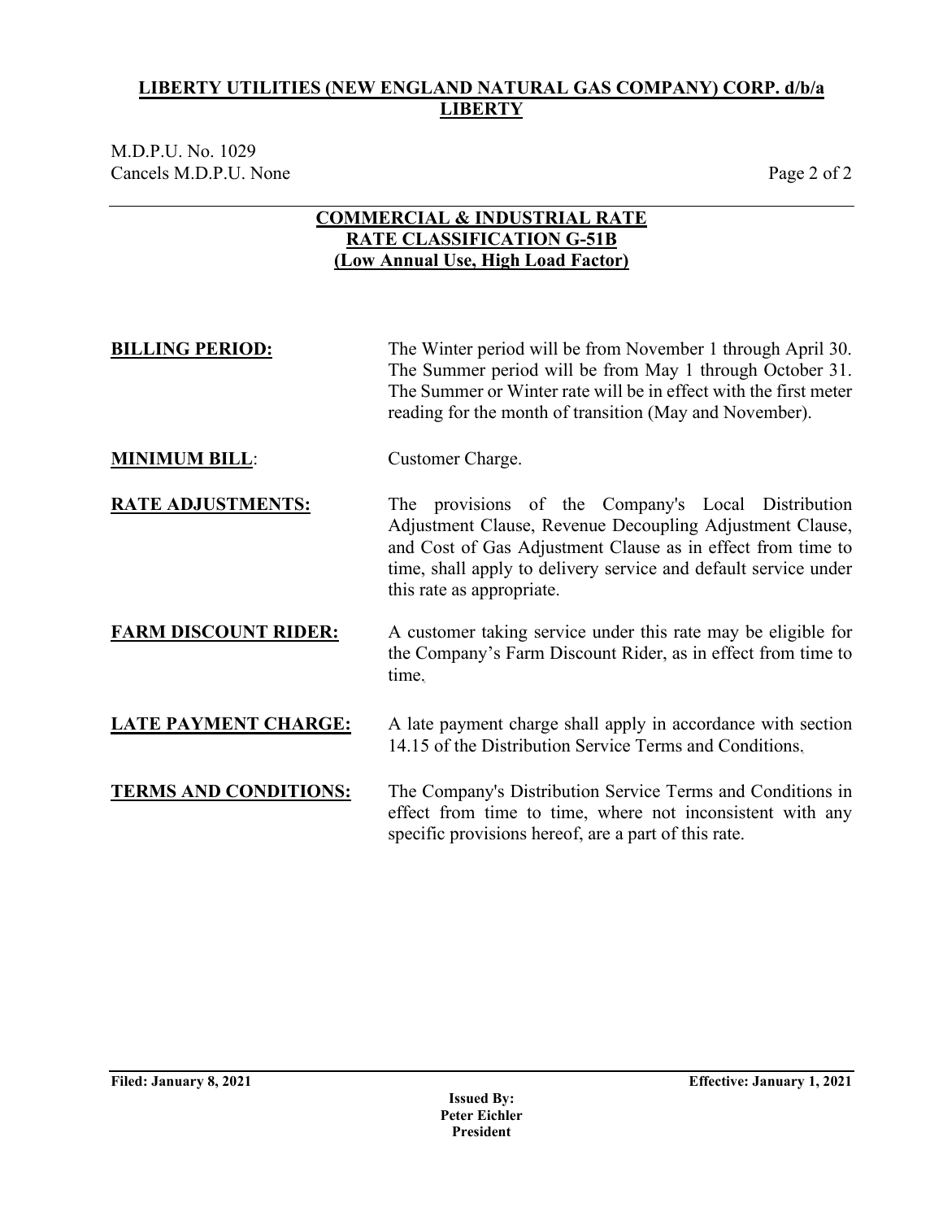**LIBERTY UTILITIES (NEW ENGLAND NATURAL GAS COMPANY) CORP. d/b/a LIBERTY**

M.D.P.U. No. 1029
Cancels M.D.P.U. None

## COMMERCIAL & INDUSTRIAL RATE
## RATE CLASSIFICATION G-51B
## (Low Annual Use, High Load Factor)

**BILLING PERIOD:** The Winter period will be from November 1 through April 30. The Summer period will be from May 1 through October 31. The Summer or Winter rate will be in effect with the first meter reading for the month of transition (May and November).

**MINIMUM BILL:** Customer Charge.

**RATE ADJUSTMENTS:** The provisions of the Company's Local Distribution Adjustment Clause, Revenue Decoupling Adjustment Clause, and Cost of Gas Adjustment Clause as in effect from time to time, shall apply to delivery service and default service under this rate as appropriate.

**FARM DISCOUNT RIDER:** A customer taking service under this rate may be eligible for the Company's Farm Discount Rider, as in effect from time to time.

**LATE PAYMENT CHARGE:** A late payment charge shall apply in accordance with section 14.15 of the Distribution Service Terms and Conditions.

**TERMS AND CONDITIONS:** The Company's Distribution Service Terms and Conditions in effect from time to time, where not inconsistent with any specific provisions hereof, are a part of this rate.

**Filed: January 8, 2021** **Effective: January 1, 2021**

**Issued By:**
**Peter Eichler**
**President**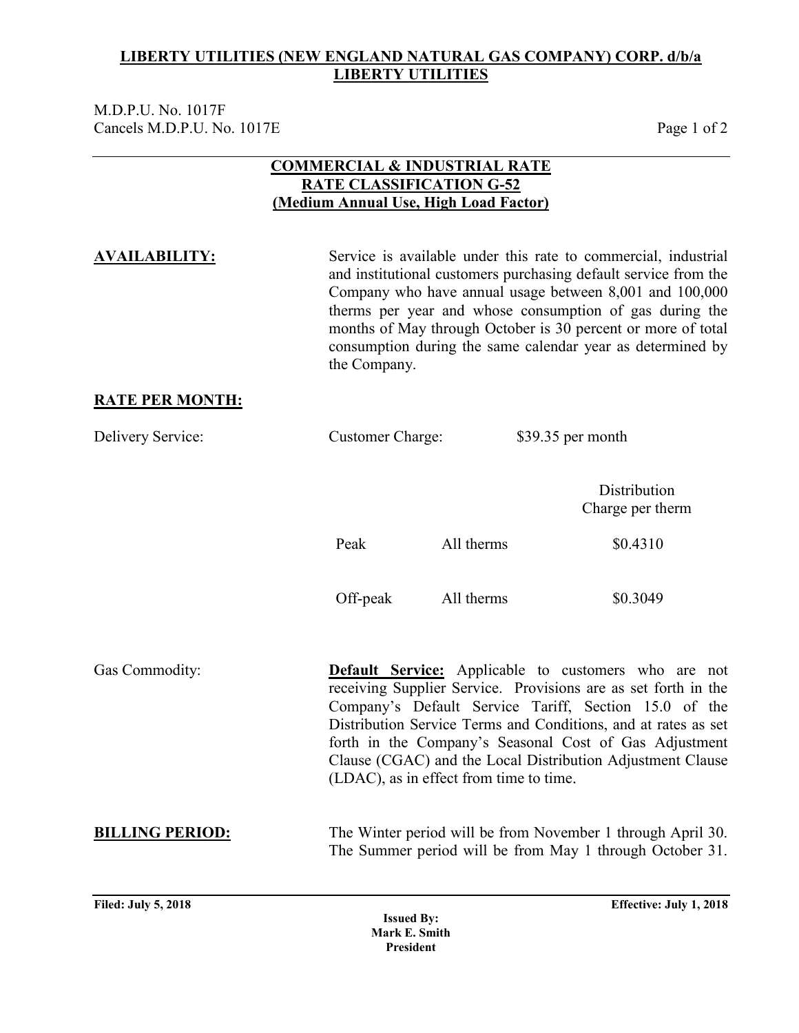**LIBERTY UTILITIES (NEW ENGLAND NATURAL GAS COMPANY) CORP. d/b/a LIBERTY UTILITIES**

M.D.P.U. No. 1017F
Cancels M.D.P.U. No. 1017E

## COMMERCIAL & INDUSTRIAL RATE
## RATE CLASSIFICATION G-52
## (Medium Annual Use, High Load Factor)

**AVAILABILITY:** Service is available under this rate to commercial, industrial and institutional customers purchasing default service from the Company who have annual usage between 8,001 and 100,000 therms per year and whose consumption of gas during the months of May through October is 30 percent or more of total consumption during the same calendar year as determined by the Company.

**RATE PER MONTH:**

Delivery Service: Customer Charge: $39.35 per month

| | | Distribution Charge per therm |
|---|---|---|
| Peak | All therms | $0.4310 |
| Off-peak | All therms | $0.3049 |

Gas Commodity: **Default Service:** Applicable to customers who are not receiving Supplier Service. Provisions are as set forth in the Company's Default Service Tariff, Section 15.0 of the Distribution Service Terms and Conditions, and at rates as set forth in the Company's Seasonal Cost of Gas Adjustment Clause (CGAC) and the Local Distribution Adjustment Clause (LDAC), as in effect from time to time.

**BILLING PERIOD:** The Winter period will be from November 1 through April 30. The Summer period will be from May 1 through October 31.

**Filed: July 5, 2018** **Effective: July 1, 2018**

**Issued By:**
**Mark E. Smith**
**President**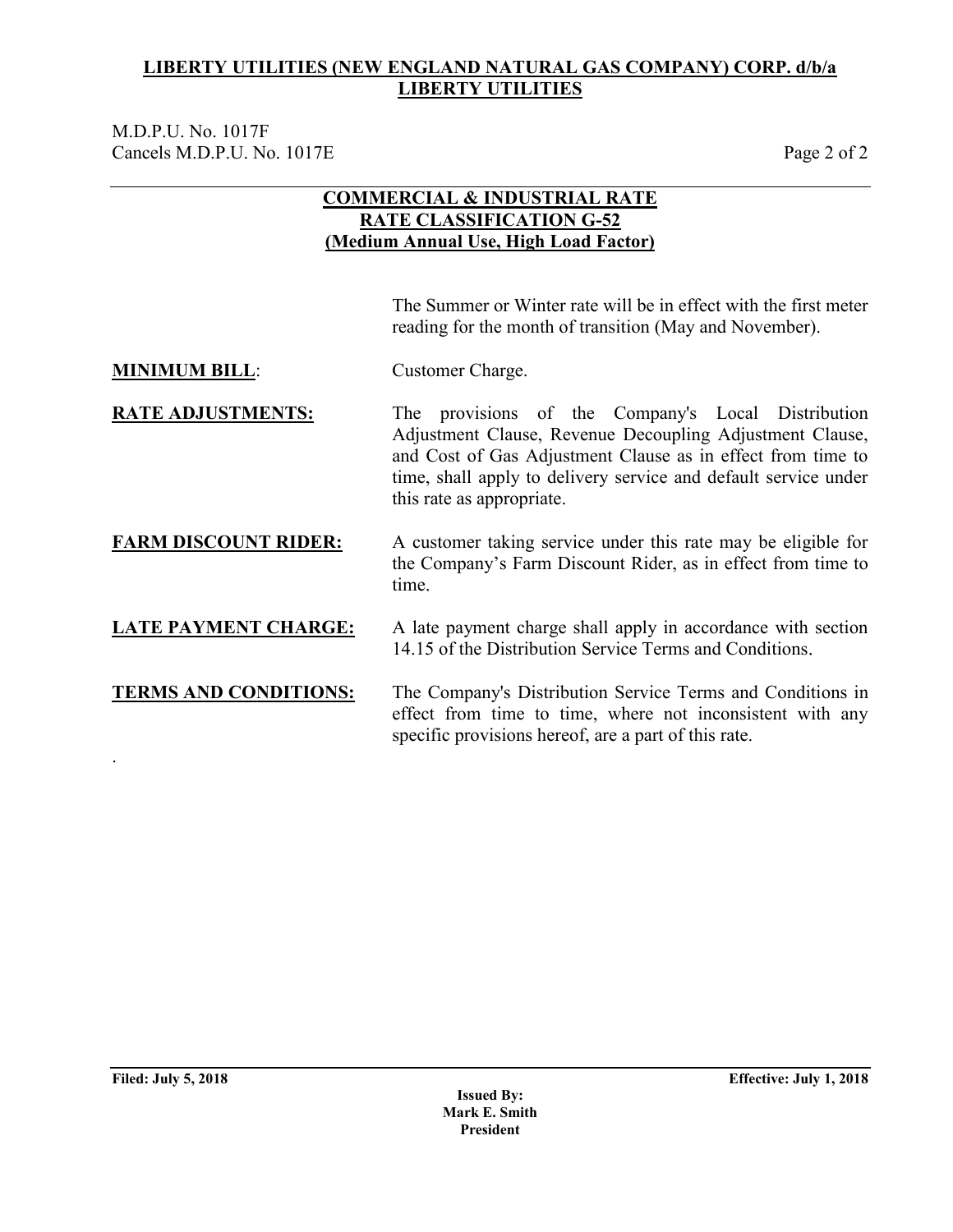**LIBERTY UTILITIES (NEW ENGLAND NATURAL GAS COMPANY) CORP. d/b/a LIBERTY UTILITIES**

M.D.P.U. No. 1017F
Cancels M.D.P.U. No. 1017E

## COMMERCIAL & INDUSTRIAL RATE
## RATE CLASSIFICATION G-52
## (Medium Annual Use, High Load Factor)

The Summer or Winter rate will be in effect with the first meter reading for the month of transition (May and November).

**MINIMUM BILL**: Customer Charge.

**RATE ADJUSTMENTS:** The provisions of the Company's Local Distribution Adjustment Clause, Revenue Decoupling Adjustment Clause, and Cost of Gas Adjustment Clause as in effect from time to time, shall apply to delivery service and default service under this rate as appropriate.

**FARM DISCOUNT RIDER:** A customer taking service under this rate may be eligible for the Company's Farm Discount Rider, as in effect from time to time.

**LATE PAYMENT CHARGE:** A late payment charge shall apply in accordance with section 14.15 of the Distribution Service Terms and Conditions.

**TERMS AND CONDITIONS:** The Company's Distribution Service Terms and Conditions in effect from time to time, where not inconsistent with any specific provisions hereof, are a part of this rate.

.

**Filed: July 5, 2018** **Effective: July 1, 2018**

**Issued By:**
**Mark E. Smith**
**President**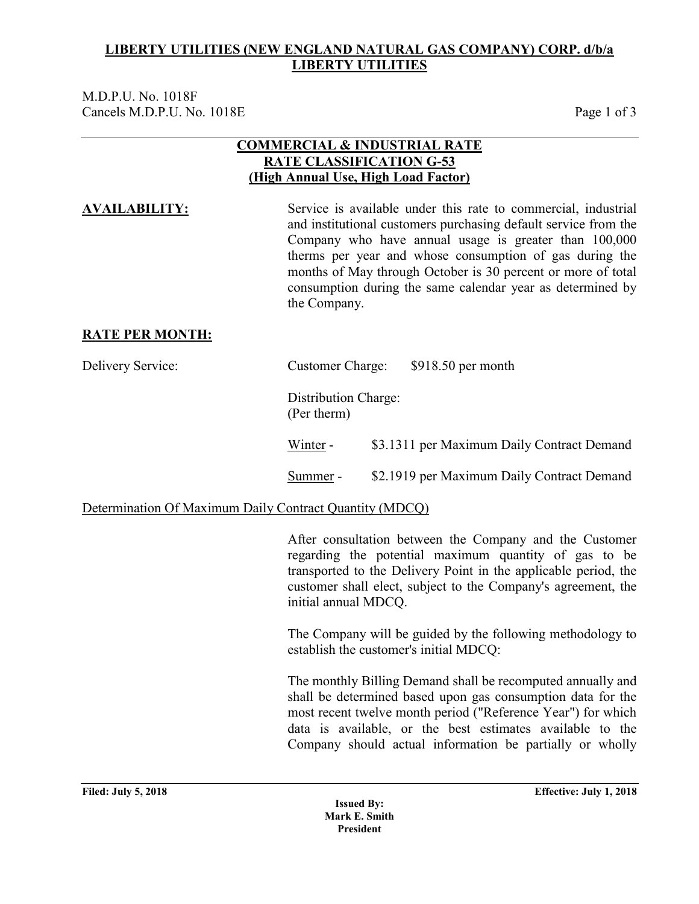**LIBERTY UTILITIES (NEW ENGLAND NATURAL GAS COMPANY) CORP. d/b/a LIBERTY UTILITIES**

M.D.P.U. No. 1018F
Cancels M.D.P.U. No. 1018E

## COMMERCIAL & INDUSTRIAL RATE
## RATE CLASSIFICATION G-53
## (High Annual Use, High Load Factor)

**AVAILABILITY:**

Service is available under this rate to commercial, industrial and institutional customers purchasing default service from the Company who have annual usage is greater than 100,000 therms per year and whose consumption of gas during the months of May through October is 30 percent or more of total consumption during the same calendar year as determined by the Company.

**RATE PER MONTH:**

Delivery Service:

Customer Charge: $918.50 per month

Distribution Charge:
(Per therm)

Winter - $3.1311 per Maximum Daily Contract Demand

Summer - $2.1919 per Maximum Daily Contract Demand

Determination Of Maximum Daily Contract Quantity (MDCQ)

After consultation between the Company and the Customer regarding the potential maximum quantity of gas to be transported to the Delivery Point in the applicable period, the customer shall elect, subject to the Company's agreement, the initial annual MDCQ.

The Company will be guided by the following methodology to establish the customer's initial MDCQ:

The monthly Billing Demand shall be recomputed annually and shall be determined based upon gas consumption data for the most recent twelve month period ("Reference Year") for which data is available, or the best estimates available to the Company should actual information be partially or wholly

**Filed: July 5, 2018** **Effective: July 1, 2018**

**Issued By:**
**Mark E. Smith**
**President**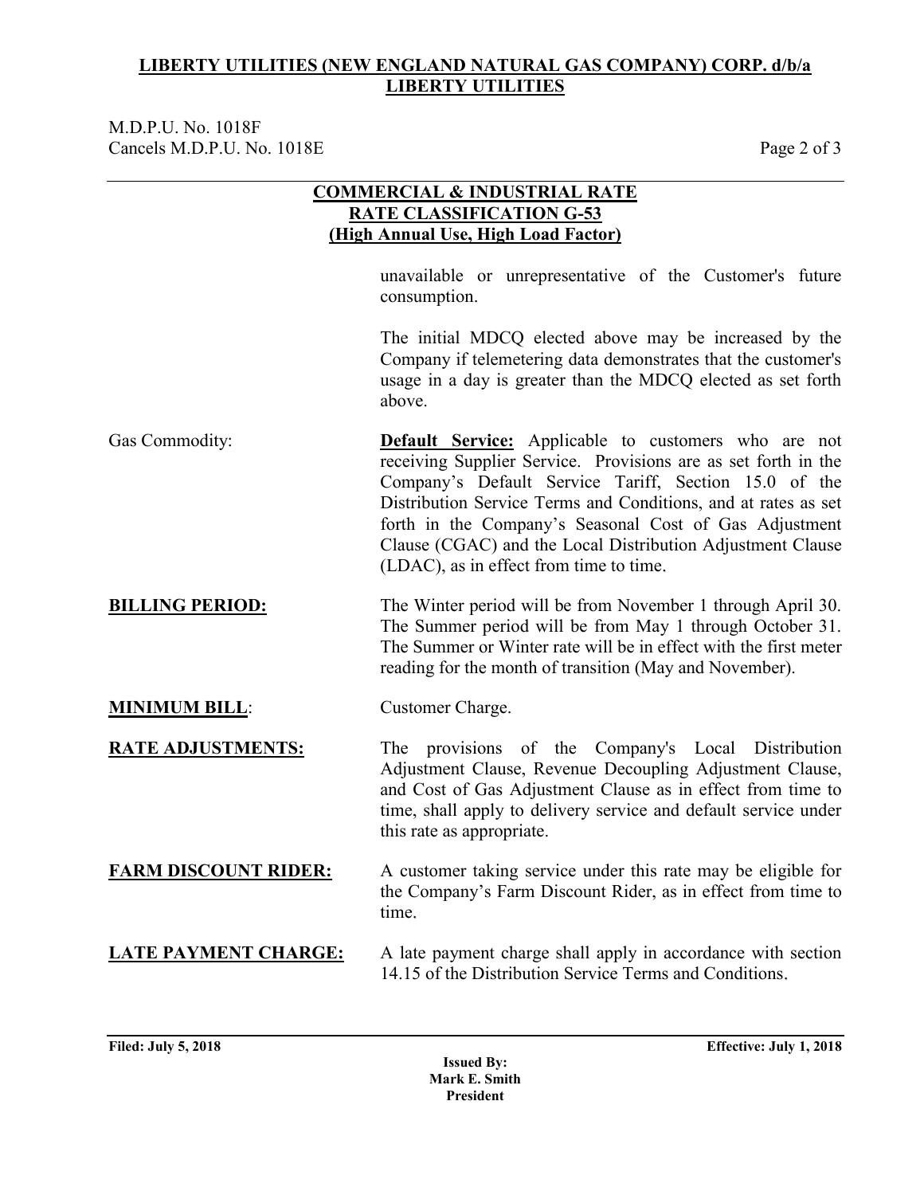## COMMERCIAL & INDUSTRIAL RATE
## RATE CLASSIFICATION G-53
## (High Annual Use, High Load Factor)

unavailable or unrepresentative of the Customer's future consumption.

The initial MDCQ elected above may be increased by the Company if telemetering data demonstrates that the customer's usage in a day is greater than the MDCQ elected as set forth above.

Gas Commodity: **Default Service:** Applicable to customers who are not receiving Supplier Service. Provisions are as set forth in the Company's Default Service Tariff, Section 15.0 of the Distribution Service Terms and Conditions, and at rates as set forth in the Company's Seasonal Cost of Gas Adjustment Clause (CGAC) and the Local Distribution Adjustment Clause (LDAC), as in effect from time to time.

**BILLING PERIOD:** The Winter period will be from November 1 through April 30. The Summer period will be from May 1 through October 31. The Summer or Winter rate will be in effect with the first meter reading for the month of transition (May and November).

**MINIMUM BILL**: Customer Charge.

**RATE ADJUSTMENTS:** The provisions of the Company's Local Distribution Adjustment Clause, Revenue Decoupling Adjustment Clause, and Cost of Gas Adjustment Clause as in effect from time to time, shall apply to delivery service and default service under this rate as appropriate.

**FARM DISCOUNT RIDER:** A customer taking service under this rate may be eligible for the Company's Farm Discount Rider, as in effect from time to time.

**LATE PAYMENT CHARGE:** A late payment charge shall apply in accordance with section 14.15 of the Distribution Service Terms and Conditions.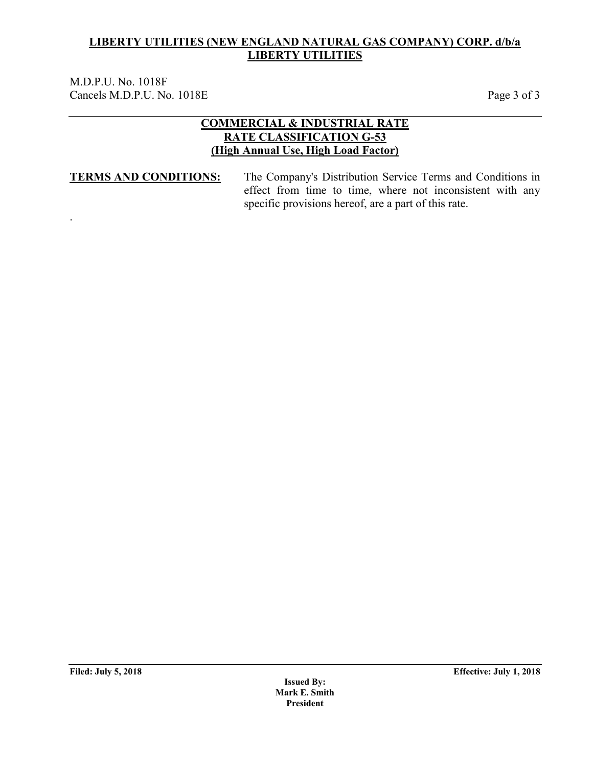**LIBERTY UTILITIES (NEW ENGLAND NATURAL GAS COMPANY) CORP. d/b/a LIBERTY UTILITIES**

M.D.P.U. No. 1018F
Cancels M.D.P.U. No. 1018E

## COMMERCIAL & INDUSTRIAL RATE
## RATE CLASSIFICATION G-53
## (High Annual Use, High Load Factor)

**TERMS AND CONDITIONS:** The Company's Distribution Service Terms and Conditions in effect from time to time, where not inconsistent with any specific provisions hereof, are a part of this rate.

**Filed: July 5, 2018** **Effective: July 1, 2018**

**Issued By:**
**Mark E. Smith**
**President**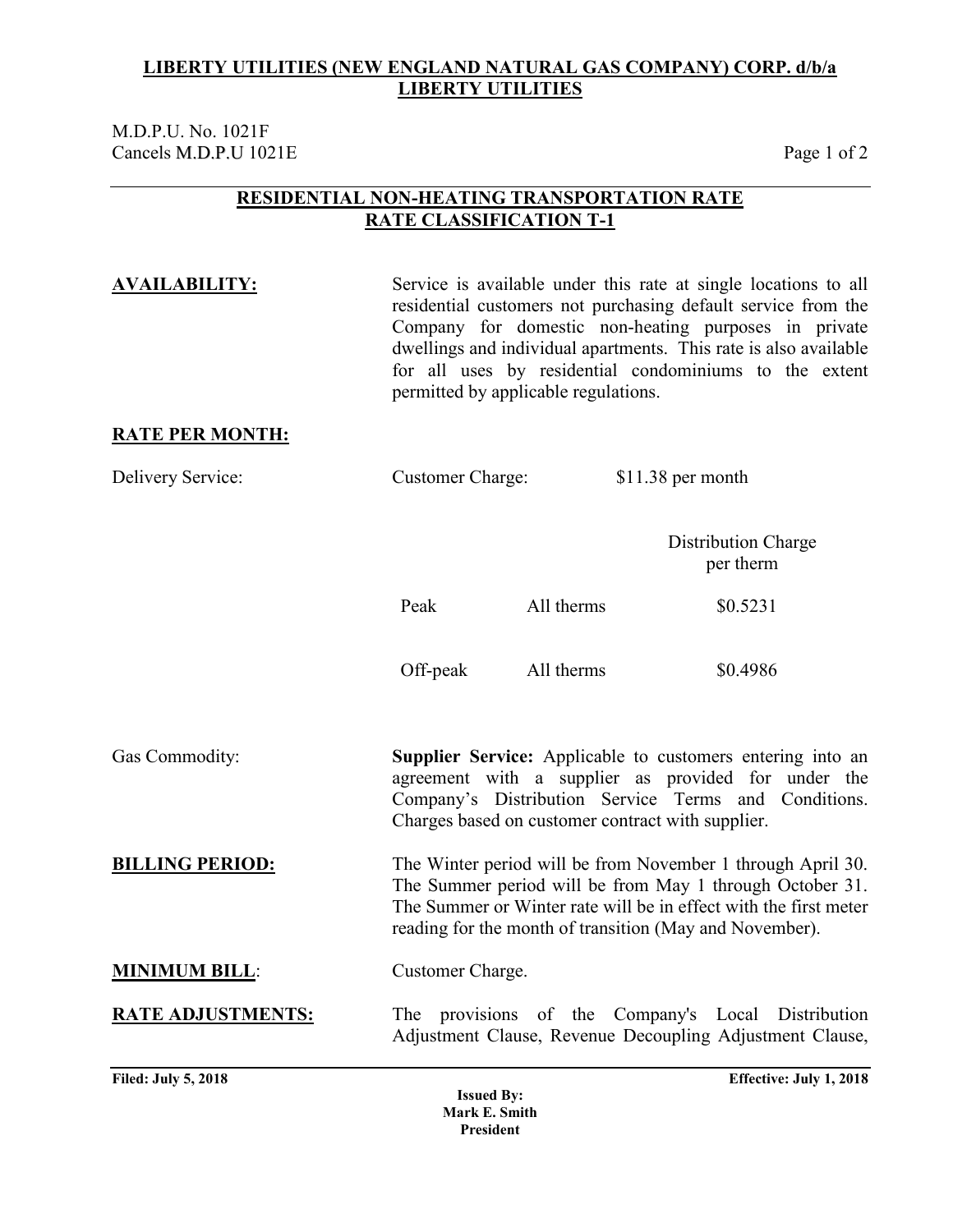**LIBERTY UTILITIES (NEW ENGLAND NATURAL GAS COMPANY) CORP. d/b/a LIBERTY UTILITIES**

M.D.P.U. No. 1021F
Cancels M.D.P.U 1021E

## RESIDENTIAL NON-HEATING TRANSPORTATION RATE
## RATE CLASSIFICATION T-1

**AVAILABILITY:** Service is available under this rate at single locations to all residential customers not purchasing default service from the Company for domestic non-heating purposes in private dwellings and individual apartments. This rate is also available for all uses by residential condominiums to the extent permitted by applicable regulations.

**RATE PER MONTH:**

Delivery Service: Customer Charge: $11.38 per month

| | | Distribution Charge per therm |
|---|---|---|
| Peak | All therms | $0.5231 |
| Off-peak | All therms | $0.4986 |

Gas Commodity: **Supplier Service:** Applicable to customers entering into an agreement with a supplier as provided for under the Company's Distribution Service Terms and Conditions. Charges based on customer contract with supplier.

**BILLING PERIOD:** The Winter period will be from November 1 through April 30. The Summer period will be from May 1 through October 31. The Summer or Winter rate will be in effect with the first meter reading for the month of transition (May and November).

**MINIMUM BILL**: Customer Charge.

**RATE ADJUSTMENTS:** The provisions of the Company's Local Distribution Adjustment Clause, Revenue Decoupling Adjustment Clause,

**Filed: July 5, 2018** **Effective: July 1, 2018**

**Issued By:**
**Mark E. Smith**
**President**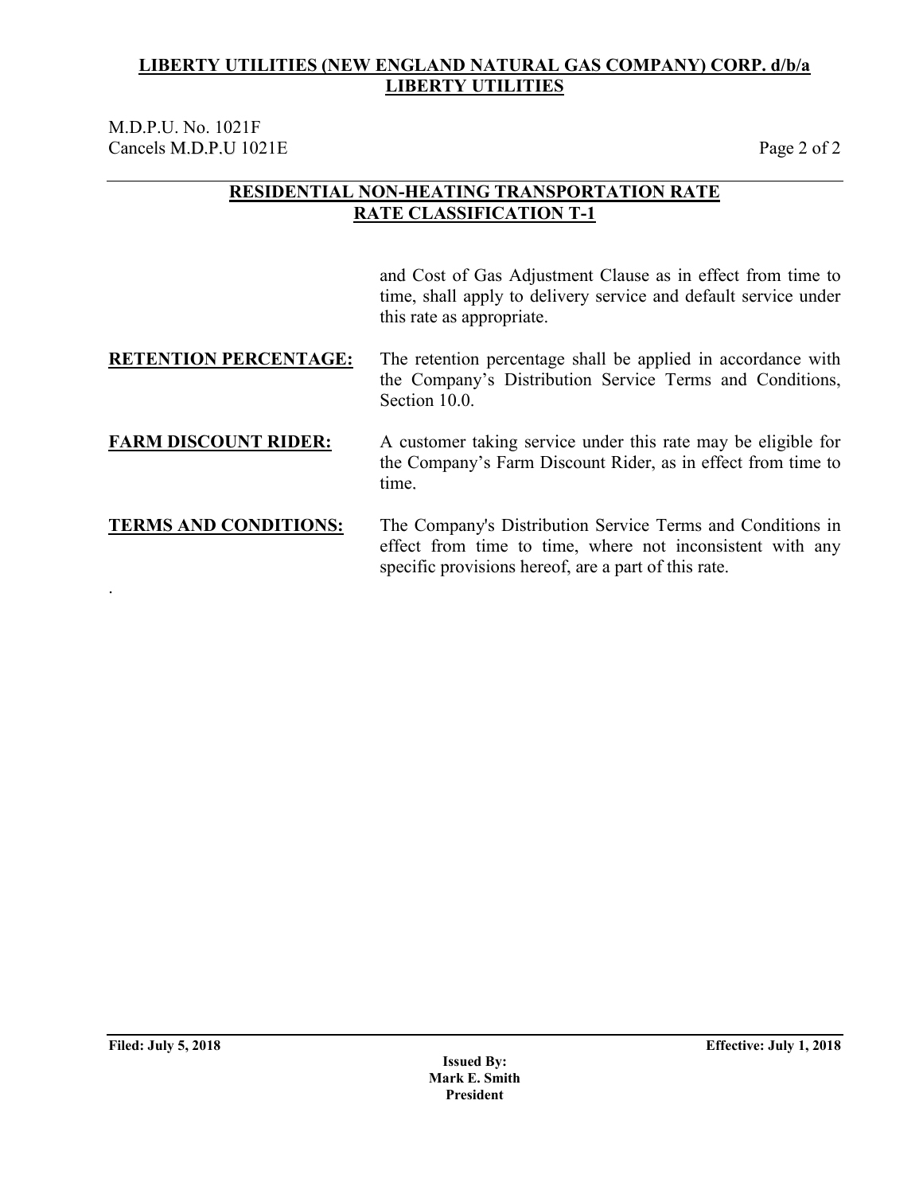**LIBERTY UTILITIES (NEW ENGLAND NATURAL GAS COMPANY) CORP. d/b/a LIBERTY UTILITIES**

M.D.P.U. No. 1021F
Cancels M.D.P.U 1021E

## RESIDENTIAL NON-HEATING TRANSPORTATION RATE
## RATE CLASSIFICATION T-1

and Cost of Gas Adjustment Clause as in effect from time to time, shall apply to delivery service and default service under this rate as appropriate.

**RETENTION PERCENTAGE:** The retention percentage shall be applied in accordance with the Company's Distribution Service Terms and Conditions, Section 10.0.

**FARM DISCOUNT RIDER:** A customer taking service under this rate may be eligible for the Company's Farm Discount Rider, as in effect from time to time.

**TERMS AND CONDITIONS:** The Company's Distribution Service Terms and Conditions in effect from time to time, where not inconsistent with any specific provisions hereof, are a part of this rate.

.

**Filed: July 5, 2018** **Effective: July 1, 2018**

**Issued By:**
**Mark E. Smith**
**President**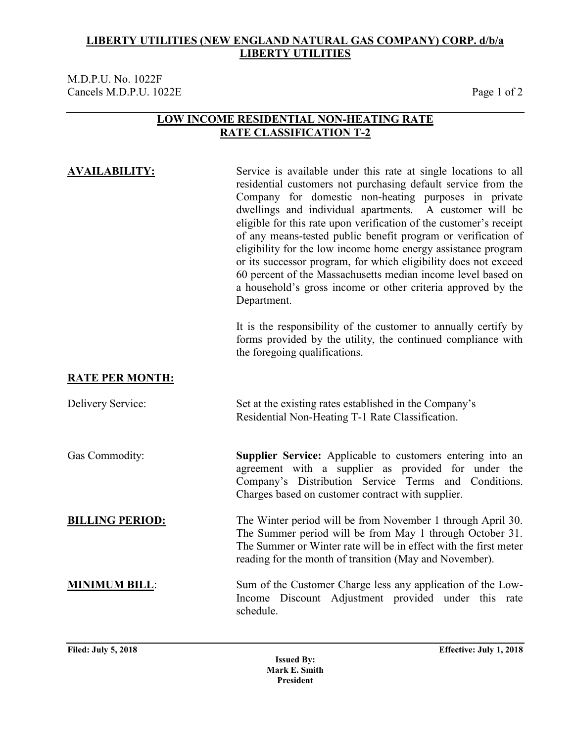**LIBERTY UTILITIES (NEW ENGLAND NATURAL GAS COMPANY) CORP. d/b/a LIBERTY UTILITIES**

M.D.P.U. No. 1022F
Cancels M.D.P.U. 1022E

## LOW INCOME RESIDENTIAL NON-HEATING RATE
## RATE CLASSIFICATION T-2

**AVAILABILITY:**

Service is available under this rate at single locations to all residential customers not purchasing default service from the Company for domestic non-heating purposes in private dwellings and individual apartments. A customer will be eligible for this rate upon verification of the customer's receipt of any means-tested public benefit program or verification of eligibility for the low income home energy assistance program or its successor program, for which eligibility does not exceed 60 percent of the Massachusetts median income level based on a household's gross income or other criteria approved by the Department.

It is the responsibility of the customer to annually certify by forms provided by the utility, the continued compliance with the foregoing qualifications.

**RATE PER MONTH:**

Delivery Service: Set at the existing rates established in the Company's Residential Non-Heating T-1 Rate Classification.

Gas Commodity: **Supplier Service:** Applicable to customers entering into an agreement with a supplier as provided for under the Company's Distribution Service Terms and Conditions. Charges based on customer contract with supplier.

**BILLING PERIOD:**

The Winter period will be from November 1 through April 30. The Summer period will be from May 1 through October 31. The Summer or Winter rate will be in effect with the first meter reading for the month of transition (May and November).

**MINIMUM BILL**:

Sum of the Customer Charge less any application of the Low-Income Discount Adjustment provided under this rate schedule.

**Filed: July 5, 2018** **Effective: July 1, 2018**

**Issued By:**
**Mark E. Smith**
**President**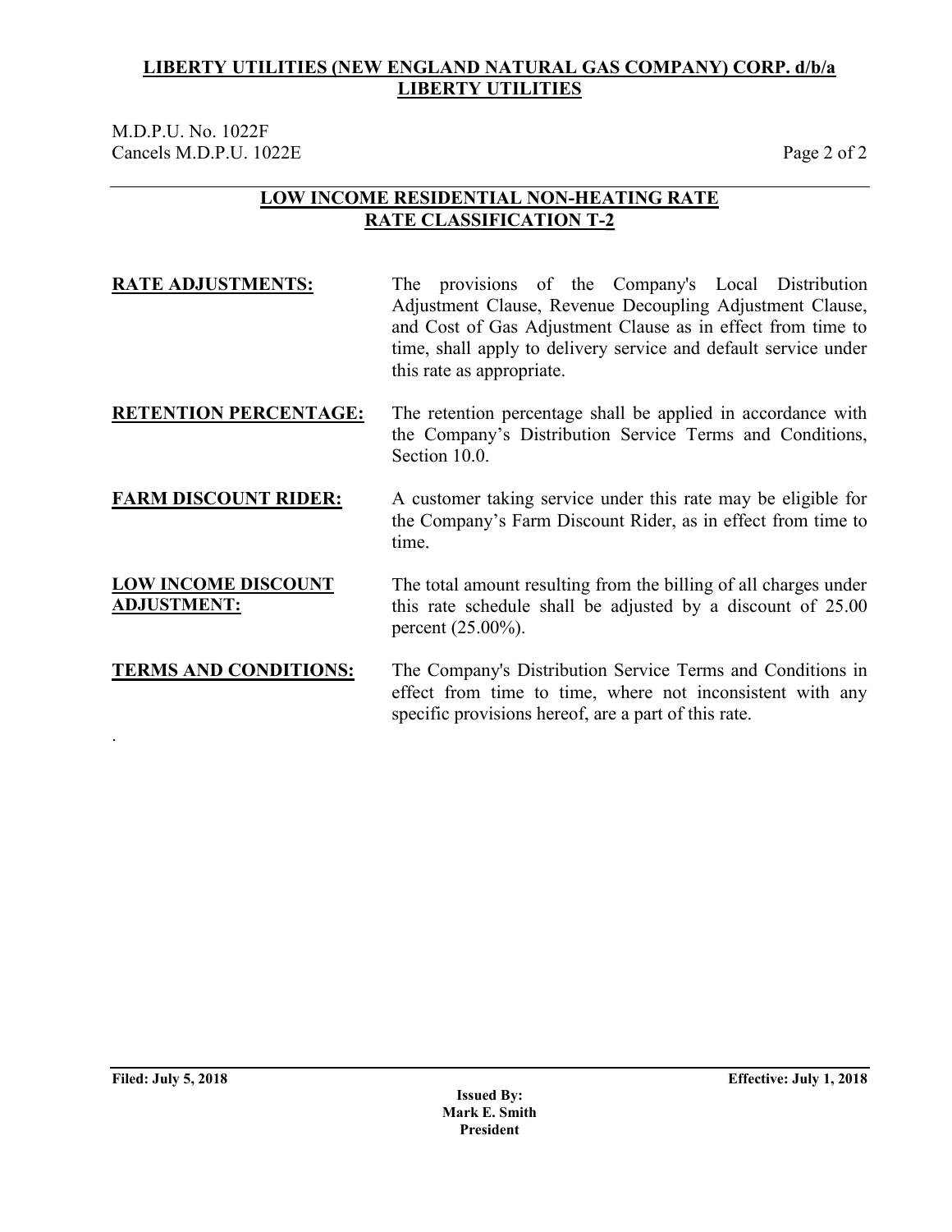**LIBERTY UTILITIES (NEW ENGLAND NATURAL GAS COMPANY) CORP. d/b/a LIBERTY UTILITIES**

M.D.P.U. No. 1022F
Cancels M.D.P.U. 1022E

## LOW INCOME RESIDENTIAL NON-HEATING RATE
## RATE CLASSIFICATION T-2

**RATE ADJUSTMENTS:** The provisions of the Company's Local Distribution Adjustment Clause, Revenue Decoupling Adjustment Clause, and Cost of Gas Adjustment Clause as in effect from time to time, shall apply to delivery service and default service under this rate as appropriate.

**RETENTION PERCENTAGE:** The retention percentage shall be applied in accordance with the Company's Distribution Service Terms and Conditions, Section 10.0.

**FARM DISCOUNT RIDER:** A customer taking service under this rate may be eligible for the Company's Farm Discount Rider, as in effect from time to time.

**LOW INCOME DISCOUNT ADJUSTMENT:** The total amount resulting from the billing of all charges under this rate schedule shall be adjusted by a discount of 25.00 percent (25.00%).

**TERMS AND CONDITIONS:** The Company's Distribution Service Terms and Conditions in effect from time to time, where not inconsistent with any specific provisions hereof, are a part of this rate.

.

**Filed: July 5, 2018** **Effective: July 1, 2018**

**Issued By:**
**Mark E. Smith**
**President**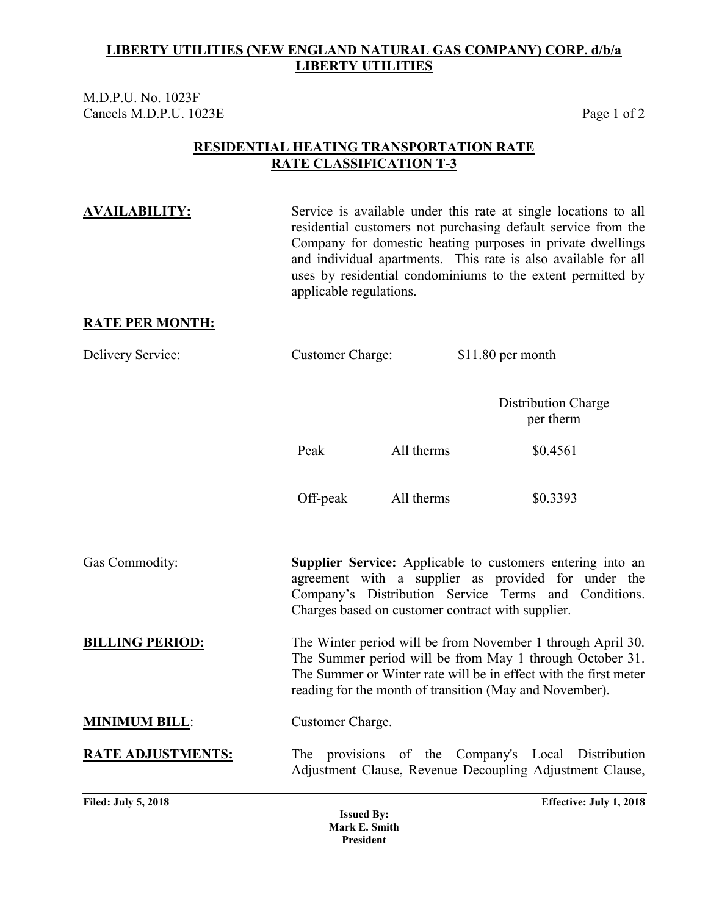**LIBERTY UTILITIES (NEW ENGLAND NATURAL GAS COMPANY) CORP. d/b/a LIBERTY UTILITIES**

M.D.P.U. No. 1023F
Cancels M.D.P.U. 1023E

## RESIDENTIAL HEATING TRANSPORTATION RATE
## RATE CLASSIFICATION T-3

**AVAILABILITY:** Service is available under this rate at single locations to all residential customers not purchasing default service from the Company for domestic heating purposes in private dwellings and individual apartments. This rate is also available for all uses by residential condominiums to the extent permitted by applicable regulations.

**RATE PER MONTH:**

Delivery Service: Customer Charge: $11.80 per month

| | | Distribution Charge per therm |
|---|---|---|
| Peak | All therms | $0.4561 |
| Off-peak | All therms | $0.3393 |

Gas Commodity: **Supplier Service:** Applicable to customers entering into an agreement with a supplier as provided for under the Company's Distribution Service Terms and Conditions. Charges based on customer contract with supplier.

**BILLING PERIOD:** The Winter period will be from November 1 through April 30. The Summer period will be from May 1 through October 31. The Summer or Winter rate will be in effect with the first meter reading for the month of transition (May and November).

**MINIMUM BILL**: Customer Charge.

**RATE ADJUSTMENTS:** The provisions of the Company's Local Distribution Adjustment Clause, Revenue Decoupling Adjustment Clause,

**Filed: July 5, 2018** **Effective: July 1, 2018**

**Issued By:**
**Mark E. Smith**
**President**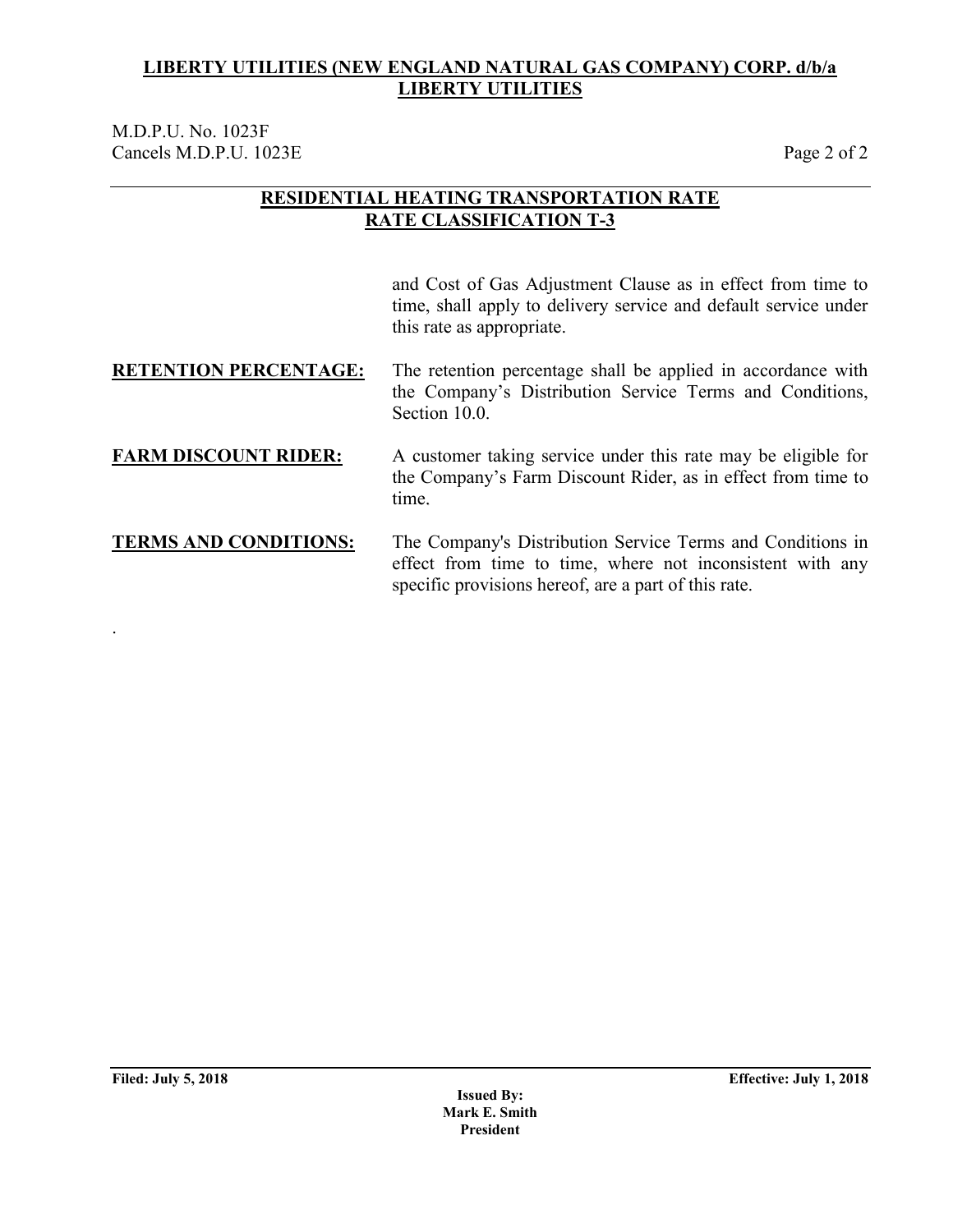**LIBERTY UTILITIES (NEW ENGLAND NATURAL GAS COMPANY) CORP. d/b/a LIBERTY UTILITIES**

M.D.P.U. No. 1023F
Cancels M.D.P.U. 1023E

## RESIDENTIAL HEATING TRANSPORTATION RATE
## RATE CLASSIFICATION T-3

and Cost of Gas Adjustment Clause as in effect from time to time, shall apply to delivery service and default service under this rate as appropriate.

**RETENTION PERCENTAGE:** The retention percentage shall be applied in accordance with the Company's Distribution Service Terms and Conditions, Section 10.0.

**FARM DISCOUNT RIDER:** A customer taking service under this rate may be eligible for the Company's Farm Discount Rider, as in effect from time to time.

**TERMS AND CONDITIONS:** The Company's Distribution Service Terms and Conditions in effect from time to time, where not inconsistent with any specific provisions hereof, are a part of this rate.

.

**Filed: July 5, 2018** **Effective: July 1, 2018**

**Issued By:**
**Mark E. Smith**
**President**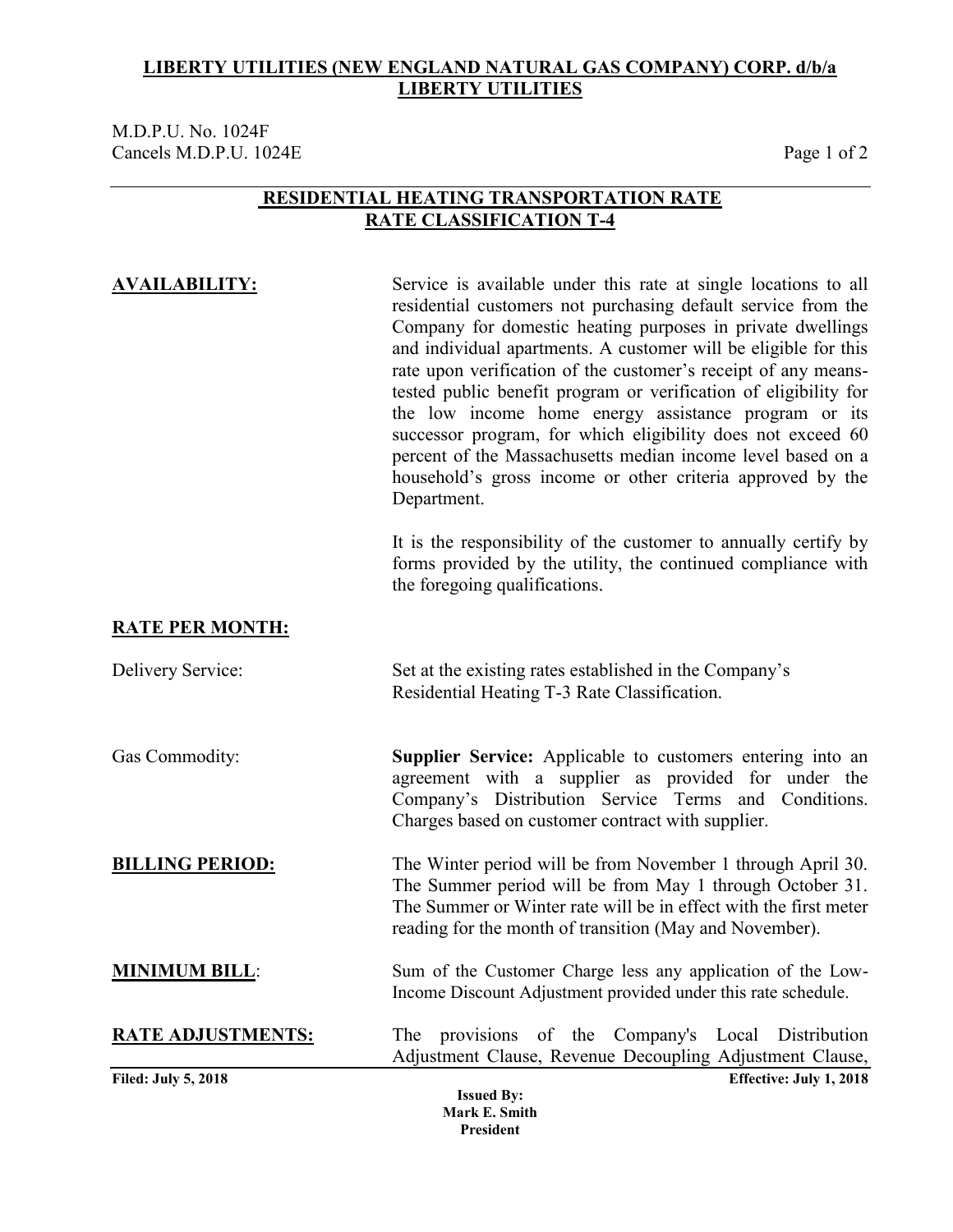**LIBERTY UTILITIES (NEW ENGLAND NATURAL GAS COMPANY) CORP. d/b/a LIBERTY UTILITIES**

M.D.P.U. No. 1024F
Cancels M.D.P.U. 1024E

## RESIDENTIAL HEATING TRANSPORTATION RATE
## RATE CLASSIFICATION T-4

**AVAILABILITY:** Service is available under this rate at single locations to all residential customers not purchasing default service from the Company for domestic heating purposes in private dwellings and individual apartments. A customer will be eligible for this rate upon verification of the customer's receipt of any means-tested public benefit program or verification of eligibility for the low income home energy assistance program or its successor program, for which eligibility does not exceed 60 percent of the Massachusetts median income level based on a household's gross income or other criteria approved by the Department.

It is the responsibility of the customer to annually certify by forms provided by the utility, the continued compliance with the foregoing qualifications.

**RATE PER MONTH:**

Delivery Service: Set at the existing rates established in the Company's Residential Heating T-3 Rate Classification.

Gas Commodity: **Supplier Service:** Applicable to customers entering into an agreement with a supplier as provided for under the Company's Distribution Service Terms and Conditions. Charges based on customer contract with supplier.

**BILLING PERIOD:** The Winter period will be from November 1 through April 30. The Summer period will be from May 1 through October 31. The Summer or Winter rate will be in effect with the first meter reading for the month of transition (May and November).

**MINIMUM BILL**: Sum of the Customer Charge less any application of the Low-Income Discount Adjustment provided under this rate schedule.

**RATE ADJUSTMENTS:** The provisions of the Company's Local Distribution Adjustment Clause, Revenue Decoupling Adjustment Clause,

**Filed: July 5, 2018** **Effective: July 1, 2018**

**Issued By:**
**Mark E. Smith**
**President**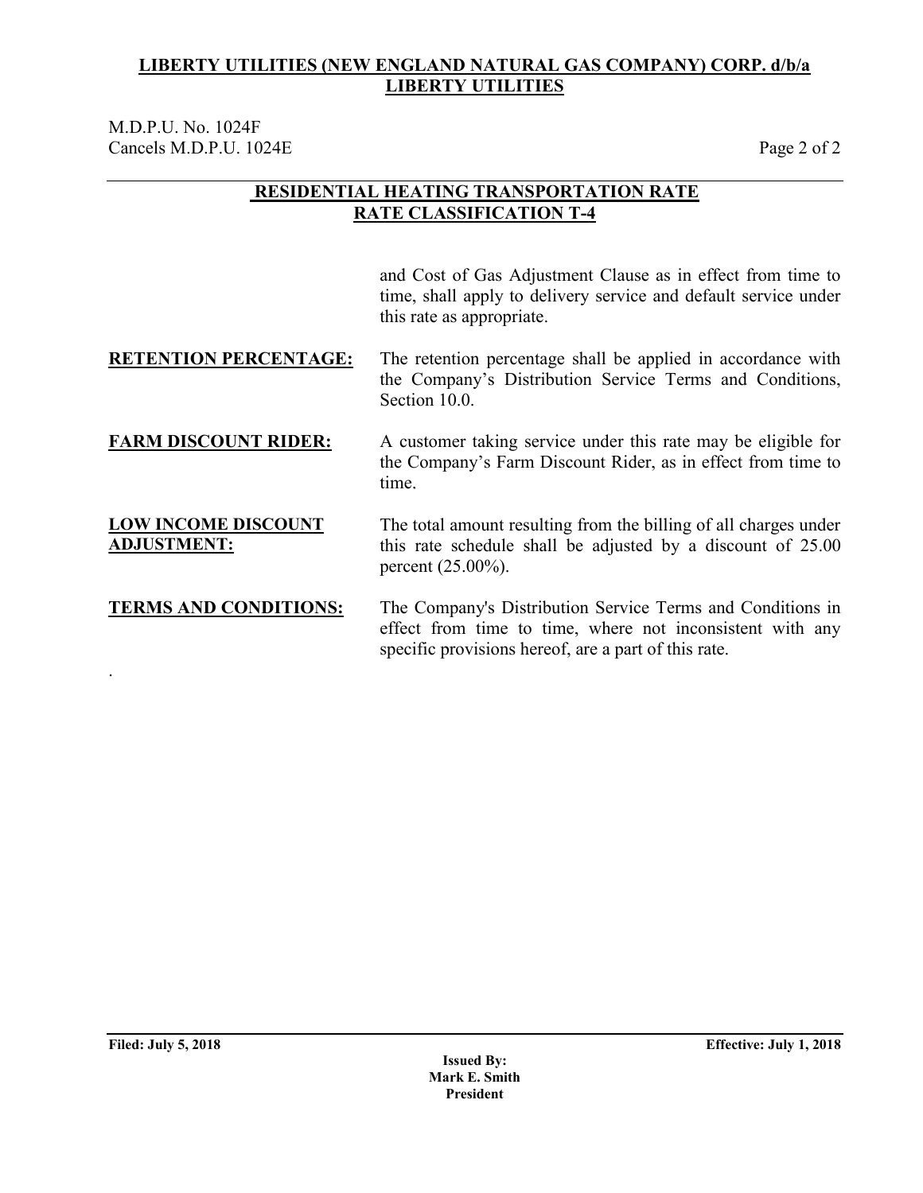**LIBERTY UTILITIES (NEW ENGLAND NATURAL GAS COMPANY) CORP. d/b/a LIBERTY UTILITIES**

M.D.P.U. No. 1024F
Cancels M.D.P.U. 1024E

## RESIDENTIAL HEATING TRANSPORTATION RATE
## RATE CLASSIFICATION T-4

and Cost of Gas Adjustment Clause as in effect from time to time, shall apply to delivery service and default service under this rate as appropriate.

**RETENTION PERCENTAGE:** The retention percentage shall be applied in accordance with the Company's Distribution Service Terms and Conditions, Section 10.0.

**FARM DISCOUNT RIDER:** A customer taking service under this rate may be eligible for the Company's Farm Discount Rider, as in effect from time to time.

**LOW INCOME DISCOUNT ADJUSTMENT:** The total amount resulting from the billing of all charges under this rate schedule shall be adjusted by a discount of 25.00 percent (25.00%).

**TERMS AND CONDITIONS:** The Company's Distribution Service Terms and Conditions in effect from time to time, where not inconsistent with any specific provisions hereof, are a part of this rate.

.

**Filed: July 5, 2018** **Effective: July 1, 2018**

**Issued By:**
**Mark E. Smith**
**President**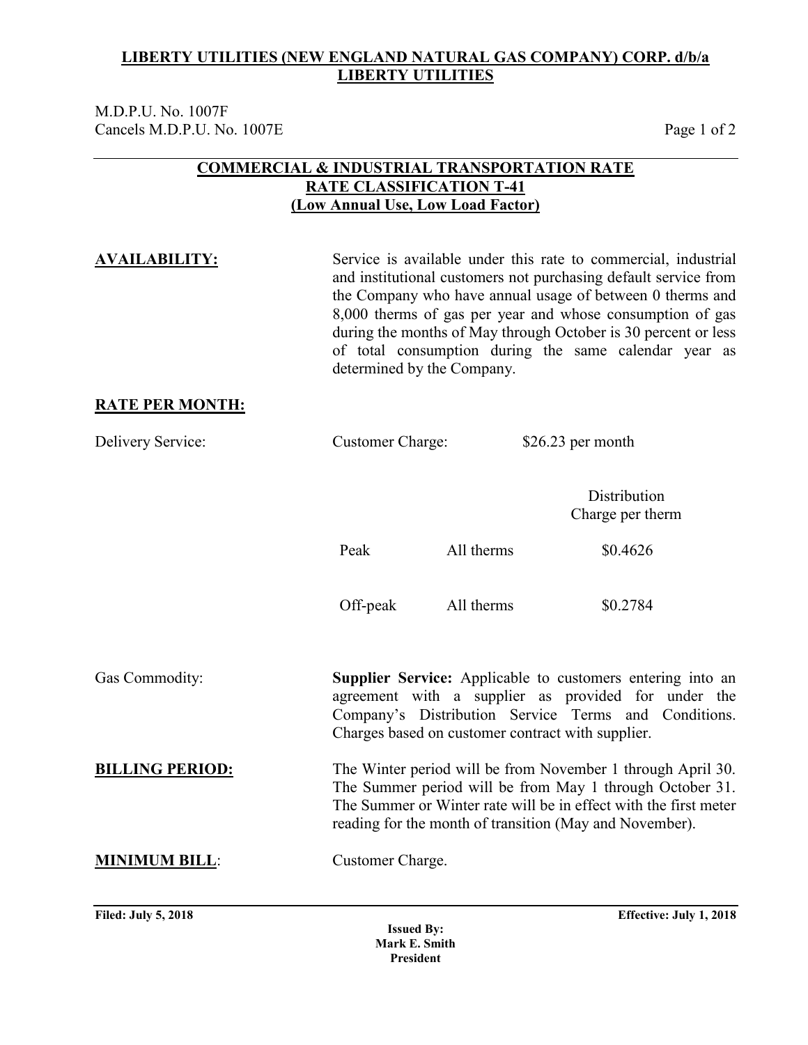**LIBERTY UTILITIES (NEW ENGLAND NATURAL GAS COMPANY) CORP. d/b/a LIBERTY UTILITIES**

M.D.P.U. No. 1007F
Cancels M.D.P.U. No. 1007E

## COMMERCIAL & INDUSTRIAL TRANSPORTATION RATE
## RATE CLASSIFICATION T-41
## (Low Annual Use, Low Load Factor)

**AVAILABILITY:** Service is available under this rate to commercial, industrial and institutional customers not purchasing default service from the Company who have annual usage of between 0 therms and 8,000 therms of gas per year and whose consumption of gas during the months of May through October is 30 percent or less of total consumption during the same calendar year as determined by the Company.

**RATE PER MONTH:**

Delivery Service: Customer Charge: $26.23 per month

| | | Distribution Charge per therm |
|---|---|---|
| Peak | All therms | $0.4626 |
| Off-peak | All therms | $0.2784 |

Gas Commodity: **Supplier Service:** Applicable to customers entering into an agreement with a supplier as provided for under the Company's Distribution Service Terms and Conditions. Charges based on customer contract with supplier.

**BILLING PERIOD:** The Winter period will be from November 1 through April 30. The Summer period will be from May 1 through October 31. The Summer or Winter rate will be in effect with the first meter reading for the month of transition (May and November).

**MINIMUM BILL**: Customer Charge.

**Filed: July 5, 2018** **Effective: July 1, 2018**

**Issued By:**
**Mark E. Smith**
**President**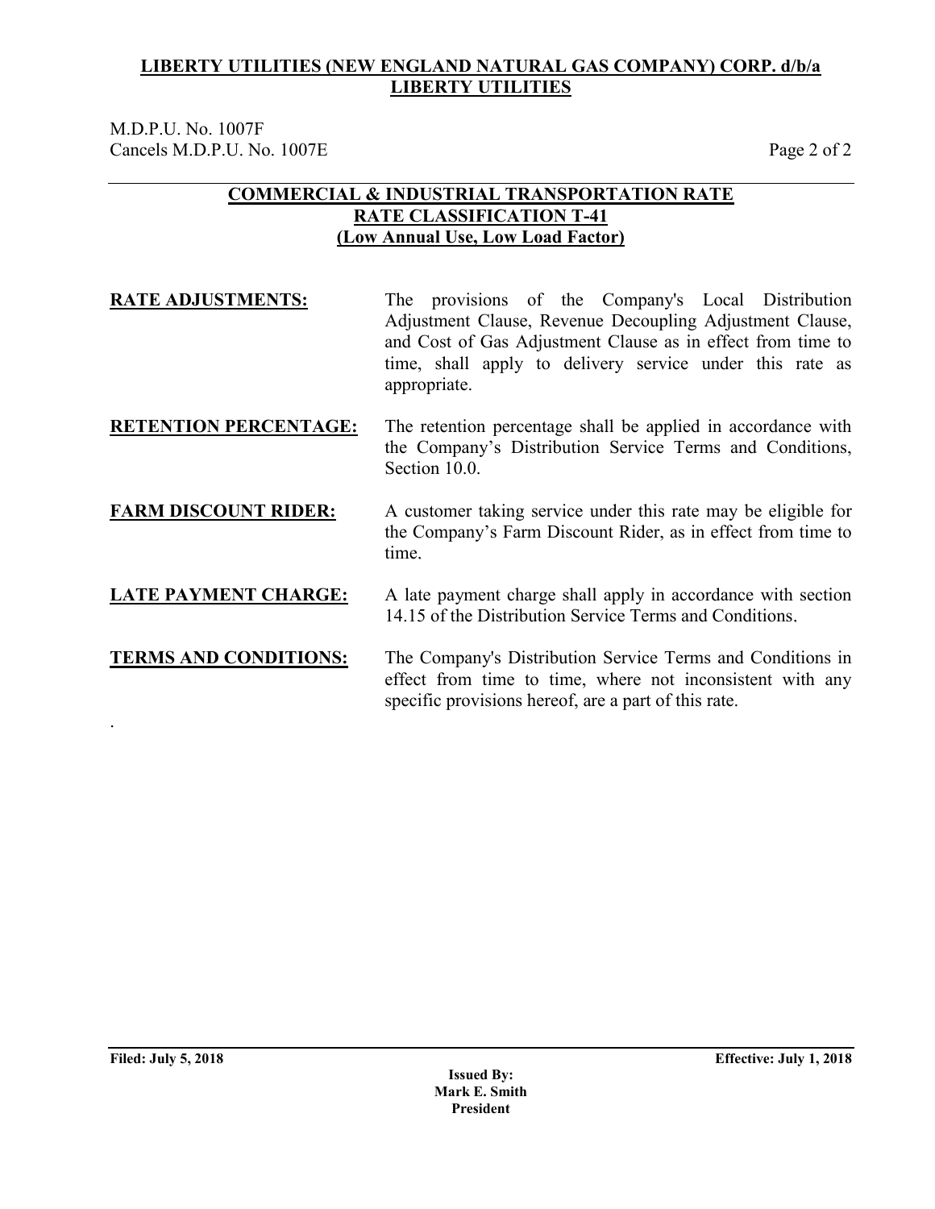**LIBERTY UTILITIES (NEW ENGLAND NATURAL GAS COMPANY) CORP. d/b/a LIBERTY UTILITIES**

M.D.P.U. No. 1007F
Cancels M.D.P.U. No. 1007E

## COMMERCIAL & INDUSTRIAL TRANSPORTATION RATE
## RATE CLASSIFICATION T-41
## (Low Annual Use, Low Load Factor)

**RATE ADJUSTMENTS:** The provisions of the Company's Local Distribution Adjustment Clause, Revenue Decoupling Adjustment Clause, and Cost of Gas Adjustment Clause as in effect from time to time, shall apply to delivery service under this rate as appropriate.

**RETENTION PERCENTAGE:** The retention percentage shall be applied in accordance with the Company's Distribution Service Terms and Conditions, Section 10.0.

**FARM DISCOUNT RIDER:** A customer taking service under this rate may be eligible for the Company's Farm Discount Rider, as in effect from time to time.

**LATE PAYMENT CHARGE:** A late payment charge shall apply in accordance with section 14.15 of the Distribution Service Terms and Conditions.

**TERMS AND CONDITIONS:** The Company's Distribution Service Terms and Conditions in effect from time to time, where not inconsistent with any specific provisions hereof, are a part of this rate.

.

**Filed: July 5, 2018** **Effective: July 1, 2018**

**Issued By:**
**Mark E. Smith**
**President**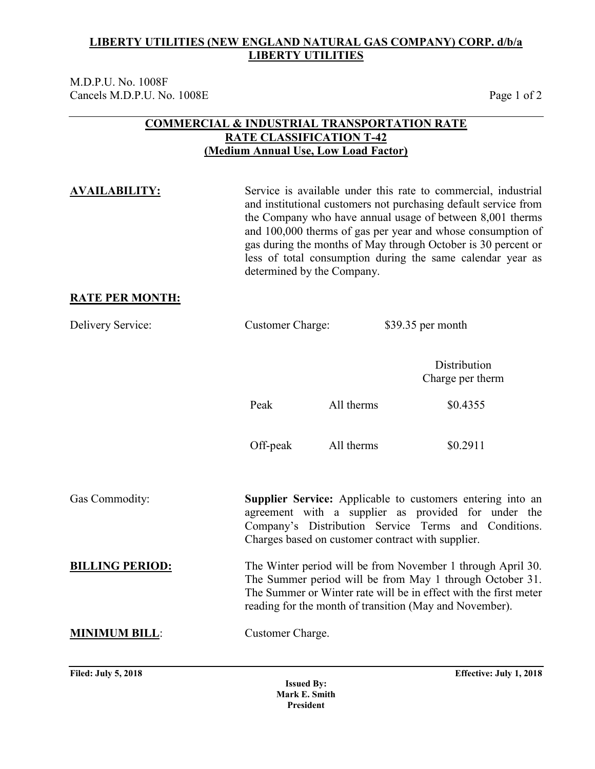**LIBERTY UTILITIES (NEW ENGLAND NATURAL GAS COMPANY) CORP. d/b/a LIBERTY UTILITIES**

M.D.P.U. No. 1008F
Cancels M.D.P.U. No. 1008E

## COMMERCIAL & INDUSTRIAL TRANSPORTATION RATE
## RATE CLASSIFICATION T-42
## (Medium Annual Use, Low Load Factor)

**AVAILABILITY:** Service is available under this rate to commercial, industrial and institutional customers not purchasing default service from the Company who have annual usage of between 8,001 therms and 100,000 therms of gas per year and whose consumption of gas during the months of May through October is 30 percent or less of total consumption during the same calendar year as determined by the Company.

**RATE PER MONTH:**

Delivery Service: Customer Charge: $39.35 per month

| | | Distribution Charge per therm |
|---|---|---|
| Peak | All therms | $0.4355 |
| Off-peak | All therms | $0.2911 |

Gas Commodity: **Supplier Service:** Applicable to customers entering into an agreement with a supplier as provided for under the Company's Distribution Service Terms and Conditions. Charges based on customer contract with supplier.

**BILLING PERIOD:** The Winter period will be from November 1 through April 30. The Summer period will be from May 1 through October 31. The Summer or Winter rate will be in effect with the first meter reading for the month of transition (May and November).

**MINIMUM BILL**: Customer Charge.

**Filed: July 5, 2018** **Effective: July 1, 2018**

**Issued By:**
**Mark E. Smith**
**President**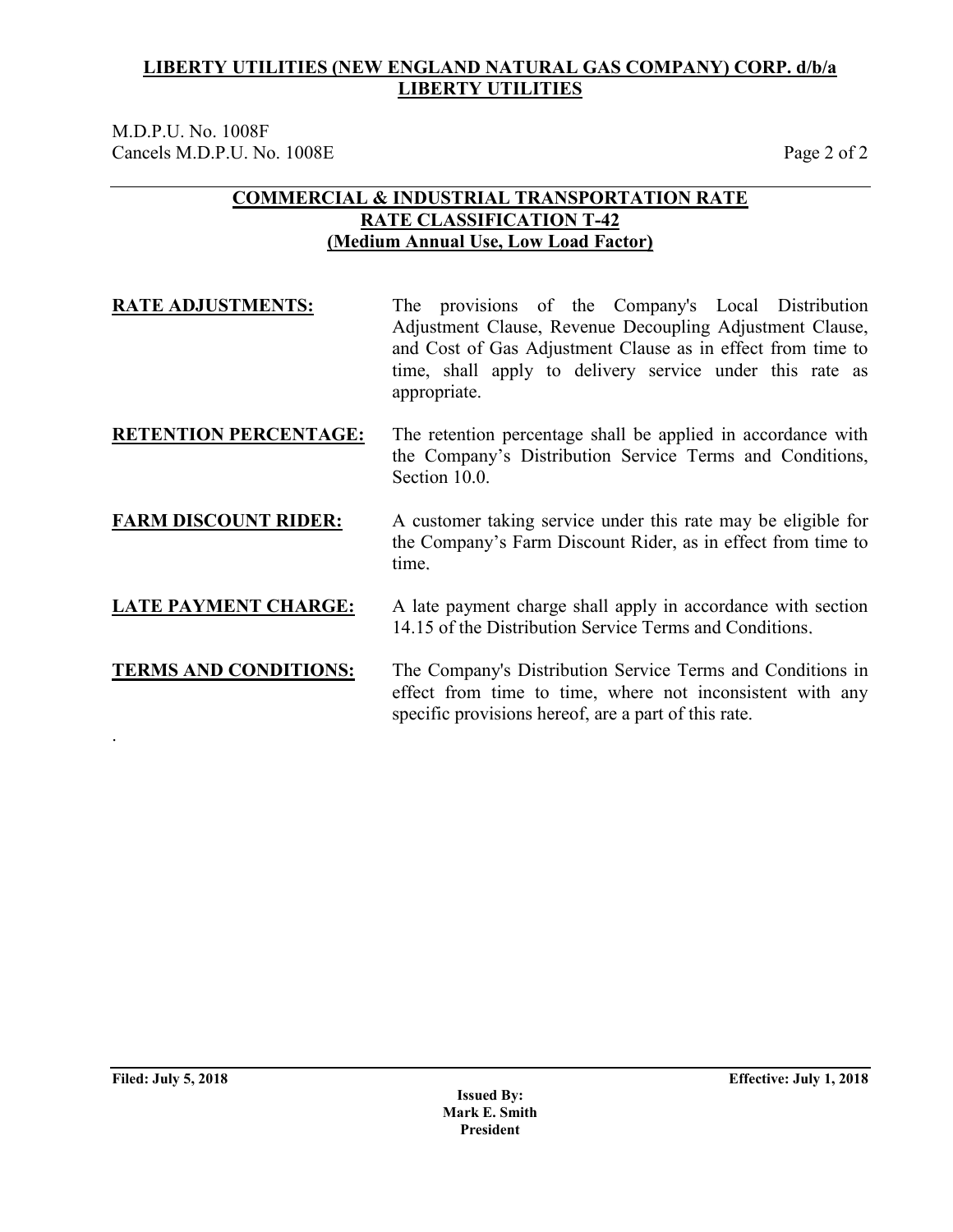**LIBERTY UTILITIES (NEW ENGLAND NATURAL GAS COMPANY) CORP. d/b/a LIBERTY UTILITIES**

M.D.P.U. No. 1008F
Cancels M.D.P.U. No. 1008E

## COMMERCIAL & INDUSTRIAL TRANSPORTATION RATE
## RATE CLASSIFICATION T-42
## (Medium Annual Use, Low Load Factor)

**RATE ADJUSTMENTS:** The provisions of the Company's Local Distribution Adjustment Clause, Revenue Decoupling Adjustment Clause, and Cost of Gas Adjustment Clause as in effect from time to time, shall apply to delivery service under this rate as appropriate.

**RETENTION PERCENTAGE:** The retention percentage shall be applied in accordance with the Company's Distribution Service Terms and Conditions, Section 10.0.

**FARM DISCOUNT RIDER:** A customer taking service under this rate may be eligible for the Company's Farm Discount Rider, as in effect from time to time.

**LATE PAYMENT CHARGE:** A late payment charge shall apply in accordance with section 14.15 of the Distribution Service Terms and Conditions.

**TERMS AND CONDITIONS:** The Company's Distribution Service Terms and Conditions in effect from time to time, where not inconsistent with any specific provisions hereof, are a part of this rate.

**Filed: July 5, 2018** **Effective: July 1, 2018**

**Issued By:**
**Mark E. Smith**
**President**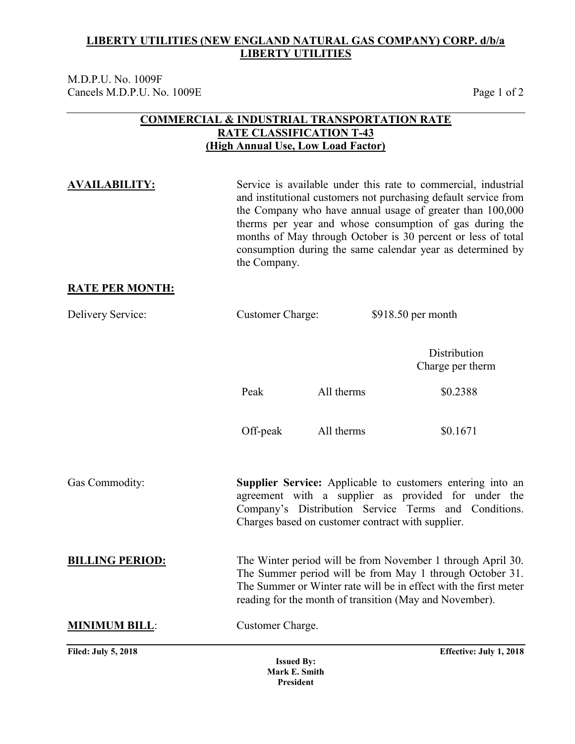**LIBERTY UTILITIES (NEW ENGLAND NATURAL GAS COMPANY) CORP. d/b/a LIBERTY UTILITIES**

M.D.P.U. No. 1009F
Cancels M.D.P.U. No. 1009E

## COMMERCIAL & INDUSTRIAL TRANSPORTATION RATE
## RATE CLASSIFICATION T-43
## (High Annual Use, Low Load Factor)

**AVAILABILITY:** Service is available under this rate to commercial, industrial and institutional customers not purchasing default service from the Company who have annual usage of greater than 100,000 therms per year and whose consumption of gas during the months of May through October is 30 percent or less of total consumption during the same calendar year as determined by the Company.

**RATE PER MONTH:**

Delivery Service: Customer Charge: $918.50 per month

| | | Distribution Charge per therm |
|---|---|---|
| Peak | All therms | $0.2388 |
| Off-peak | All therms | $0.1671 |

Gas Commodity: **Supplier Service:** Applicable to customers entering into an agreement with a supplier as provided for under the Company's Distribution Service Terms and Conditions. Charges based on customer contract with supplier.

**BILLING PERIOD:** The Winter period will be from November 1 through April 30. The Summer period will be from May 1 through October 31. The Summer or Winter rate will be in effect with the first meter reading for the month of transition (May and November).

**MINIMUM BILL:** Customer Charge.

**Filed: July 5, 2018** **Effective: July 1, 2018**

**Issued By:**
**Mark E. Smith**
**President**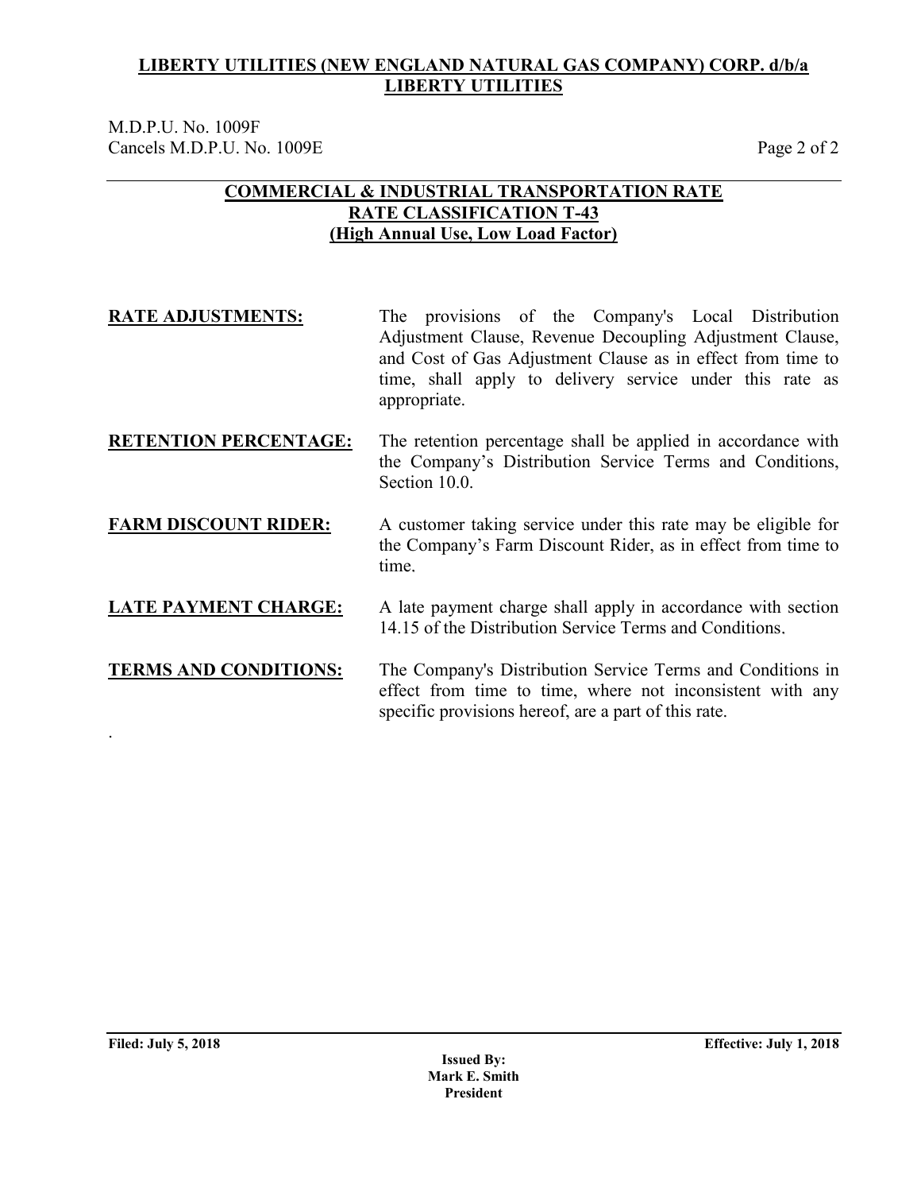**LIBERTY UTILITIES (NEW ENGLAND NATURAL GAS COMPANY) CORP. d/b/a LIBERTY UTILITIES**

M.D.P.U. No. 1009F
Cancels M.D.P.U. No. 1009E

## COMMERCIAL & INDUSTRIAL TRANSPORTATION RATE
## RATE CLASSIFICATION T-43
## (High Annual Use, Low Load Factor)

**RATE ADJUSTMENTS:** The provisions of the Company's Local Distribution Adjustment Clause, Revenue Decoupling Adjustment Clause, and Cost of Gas Adjustment Clause as in effect from time to time, shall apply to delivery service under this rate as appropriate.

**RETENTION PERCENTAGE:** The retention percentage shall be applied in accordance with the Company's Distribution Service Terms and Conditions, Section 10.0.

**FARM DISCOUNT RIDER:** A customer taking service under this rate may be eligible for the Company's Farm Discount Rider, as in effect from time to time.

**LATE PAYMENT CHARGE:** A late payment charge shall apply in accordance with section 14.15 of the Distribution Service Terms and Conditions.

**TERMS AND CONDITIONS:** The Company's Distribution Service Terms and Conditions in effect from time to time, where not inconsistent with any specific provisions hereof, are a part of this rate.

.

**Filed: July 5, 2018** **Effective: July 1, 2018**

**Issued By:**
**Mark E. Smith**
**President**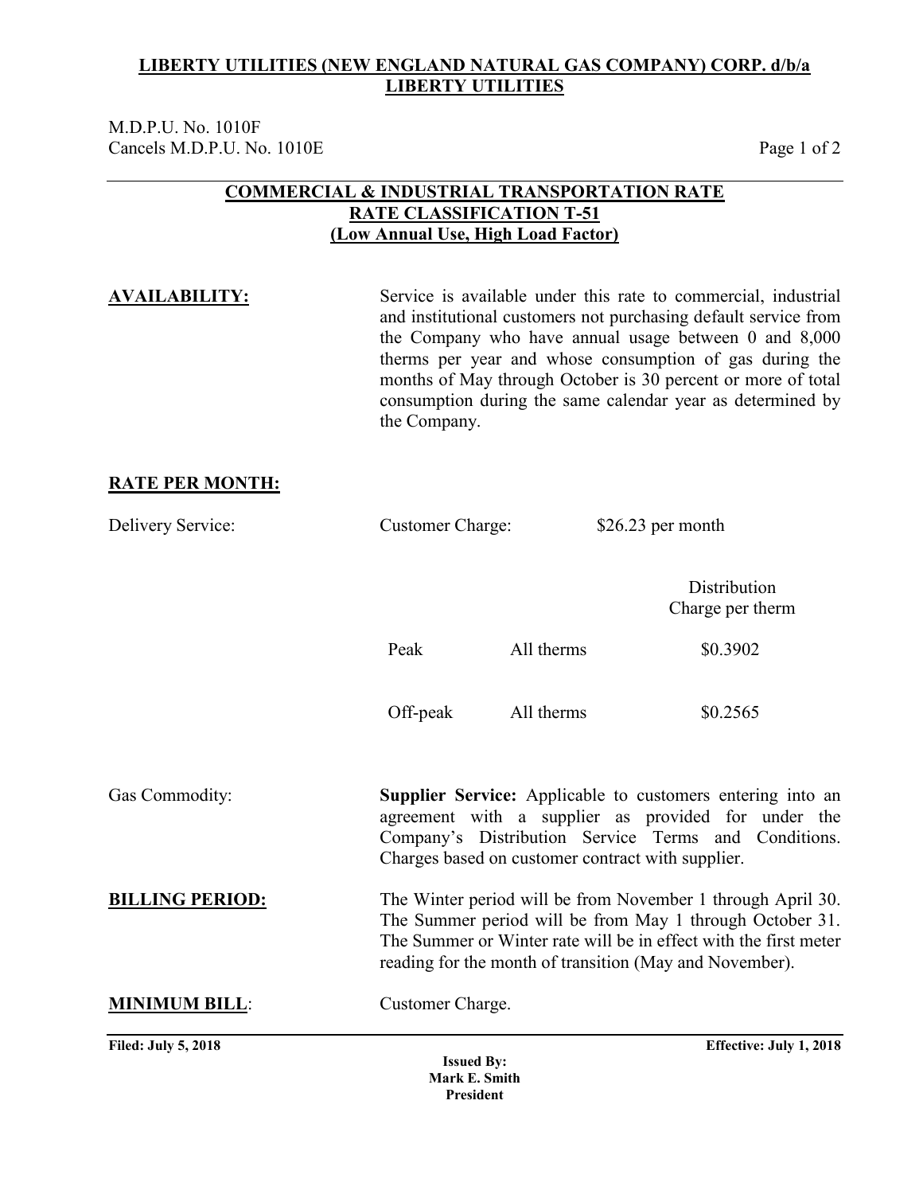**LIBERTY UTILITIES (NEW ENGLAND NATURAL GAS COMPANY) CORP. d/b/a LIBERTY UTILITIES**

M.D.P.U. No. 1010F
Cancels M.D.P.U. No. 1010E

## COMMERCIAL & INDUSTRIAL TRANSPORTATION RATE
## RATE CLASSIFICATION T-51
## (Low Annual Use, High Load Factor)

**AVAILABILITY:**

Service is available under this rate to commercial, industrial and institutional customers not purchasing default service from the Company who have annual usage between 0 and 8,000 therms per year and whose consumption of gas during the months of May through October is 30 percent or more of total consumption during the same calendar year as determined by the Company.

**RATE PER MONTH:**

Delivery Service: Customer Charge: $26.23 per month

| | | Distribution Charge per therm |
|---|---|---|
| Peak | All therms | $0.3902 |
| Off-peak | All therms | $0.2565 |

Gas Commodity: **Supplier Service:** Applicable to customers entering into an agreement with a supplier as provided for under the Company's Distribution Service Terms and Conditions. Charges based on customer contract with supplier.

**BILLING PERIOD:**

The Winter period will be from November 1 through April 30. The Summer period will be from May 1 through October 31. The Summer or Winter rate will be in effect with the first meter reading for the month of transition (May and November).

**MINIMUM BILL**: Customer Charge.

**Filed: July 5, 2018** **Effective: July 1, 2018**

**Issued By:**
**Mark E. Smith**
**President**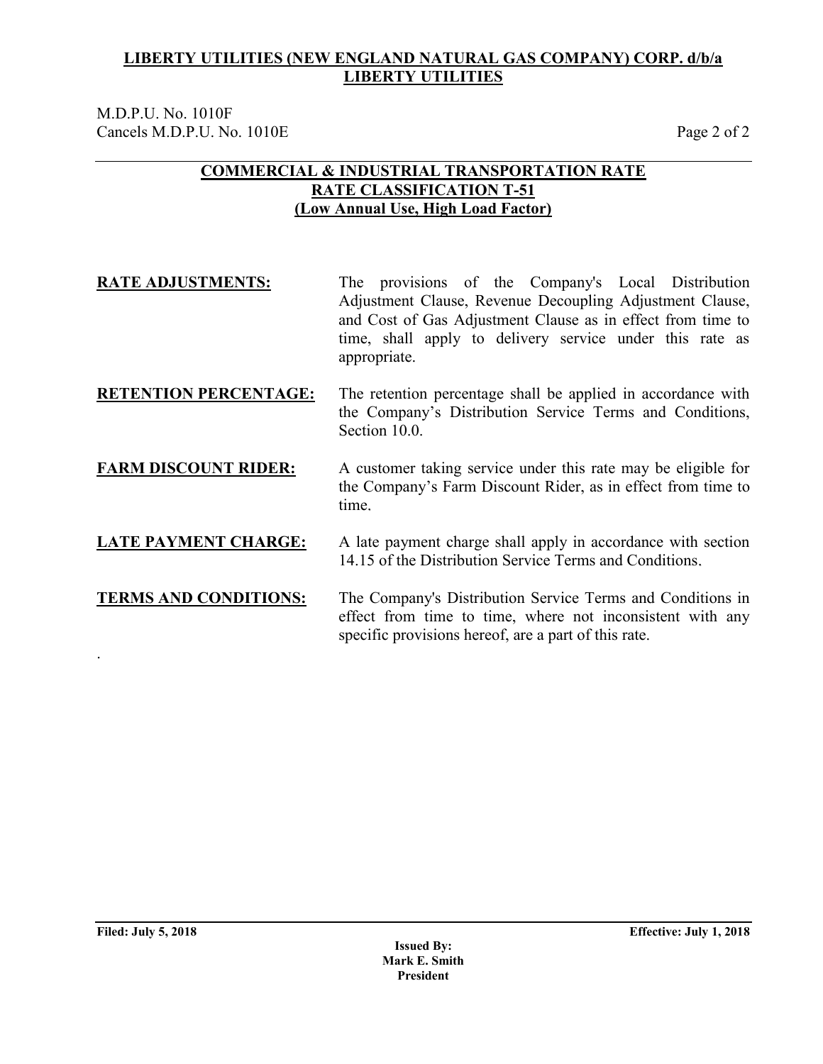**LIBERTY UTILITIES (NEW ENGLAND NATURAL GAS COMPANY) CORP. d/b/a LIBERTY UTILITIES**

M.D.P.U. No. 1010F
Cancels M.D.P.U. No. 1010E

## COMMERCIAL & INDUSTRIAL TRANSPORTATION RATE
## RATE CLASSIFICATION T-51
## (Low Annual Use, High Load Factor)

**RATE ADJUSTMENTS:** The provisions of the Company's Local Distribution Adjustment Clause, Revenue Decoupling Adjustment Clause, and Cost of Gas Adjustment Clause as in effect from time to time, shall apply to delivery service under this rate as appropriate.

**RETENTION PERCENTAGE:** The retention percentage shall be applied in accordance with the Company's Distribution Service Terms and Conditions, Section 10.0.

**FARM DISCOUNT RIDER:** A customer taking service under this rate may be eligible for the Company's Farm Discount Rider, as in effect from time to time.

**LATE PAYMENT CHARGE:** A late payment charge shall apply in accordance with section 14.15 of the Distribution Service Terms and Conditions.

**TERMS AND CONDITIONS:** The Company's Distribution Service Terms and Conditions in effect from time to time, where not inconsistent with any specific provisions hereof, are a part of this rate.

**Filed: July 5, 2018** **Effective: July 1, 2018**

**Issued By:**
**Mark E. Smith**
**President**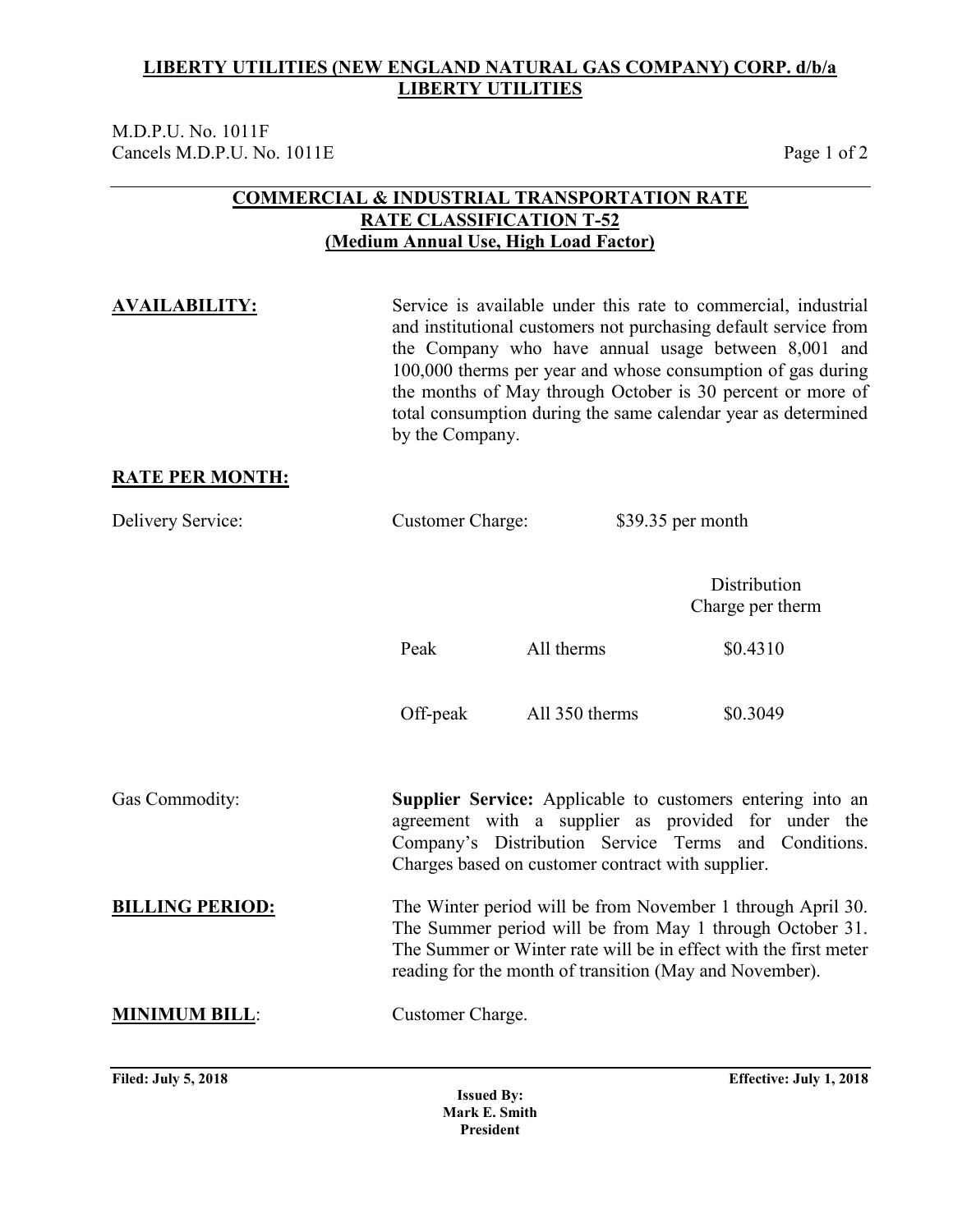**LIBERTY UTILITIES (NEW ENGLAND NATURAL GAS COMPANY) CORP. d/b/a LIBERTY UTILITIES**

M.D.P.U. No. 1011F
Cancels M.D.P.U. No. 1011E

## COMMERCIAL & INDUSTRIAL TRANSPORTATION RATE
## RATE CLASSIFICATION T-52
## (Medium Annual Use, High Load Factor)

**AVAILABILITY:** Service is available under this rate to commercial, industrial and institutional customers not purchasing default service from the Company who have annual usage between 8,001 and 100,000 therms per year and whose consumption of gas during the months of May through October is 30 percent or more of total consumption during the same calendar year as determined by the Company.

**RATE PER MONTH:**

Delivery Service: Customer Charge: $39.35 per month

| | | Distribution Charge per therm |
|---|---|---|
| Peak | All therms | $0.4310 |
| Off-peak | All 350 therms | $0.3049 |

Gas Commodity: **Supplier Service:** Applicable to customers entering into an agreement with a supplier as provided for under the Company's Distribution Service Terms and Conditions. Charges based on customer contract with supplier.

**BILLING PERIOD:** The Winter period will be from November 1 through April 30. The Summer period will be from May 1 through October 31. The Summer or Winter rate will be in effect with the first meter reading for the month of transition (May and November).

**MINIMUM BILL**: Customer Charge.

**Filed: July 5, 2018** **Effective: July 1, 2018**

**Issued By:**
**Mark E. Smith**
**President**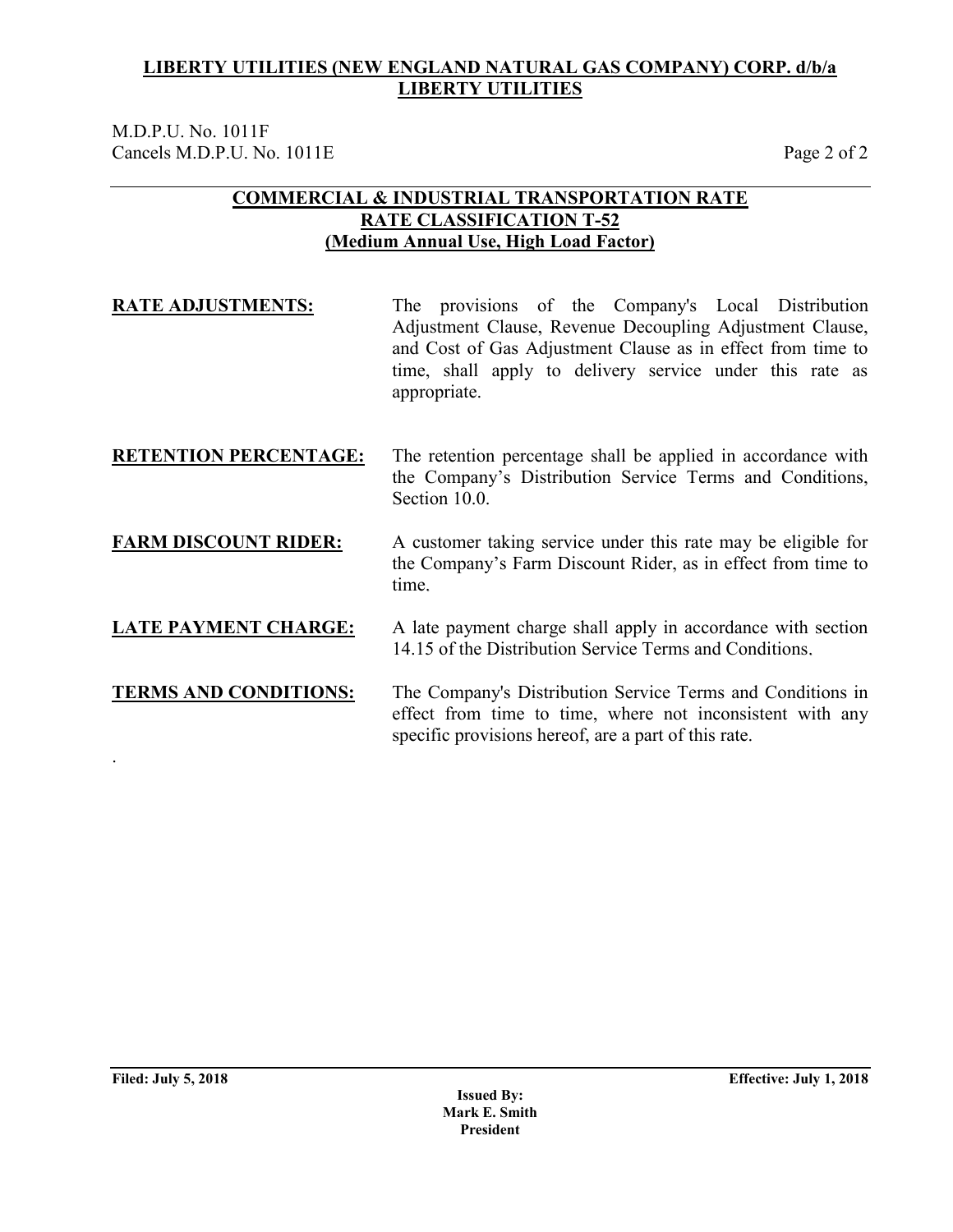**LIBERTY UTILITIES (NEW ENGLAND NATURAL GAS COMPANY) CORP. d/b/a LIBERTY UTILITIES**

M.D.P.U. No. 1011F
Cancels M.D.P.U. No. 1011E

**COMMERCIAL & INDUSTRIAL TRANSPORTATION RATE**
**RATE CLASSIFICATION T-52**
**(Medium Annual Use, High Load Factor)**

**RATE ADJUSTMENTS:** The provisions of the Company's Local Distribution Adjustment Clause, Revenue Decoupling Adjustment Clause, and Cost of Gas Adjustment Clause as in effect from time to time, shall apply to delivery service under this rate as appropriate.

**RETENTION PERCENTAGE:** The retention percentage shall be applied in accordance with the Company's Distribution Service Terms and Conditions, Section 10.0.

**FARM DISCOUNT RIDER:** A customer taking service under this rate may be eligible for the Company's Farm Discount Rider, as in effect from time to time.

**LATE PAYMENT CHARGE:** A late payment charge shall apply in accordance with section 14.15 of the Distribution Service Terms and Conditions.

**TERMS AND CONDITIONS:** The Company's Distribution Service Terms and Conditions in effect from time to time, where not inconsistent with any specific provisions hereof, are a part of this rate.

.

**Filed: July 5, 2018** **Effective: July 1, 2018**

**Issued By:**
**Mark E. Smith**
**President**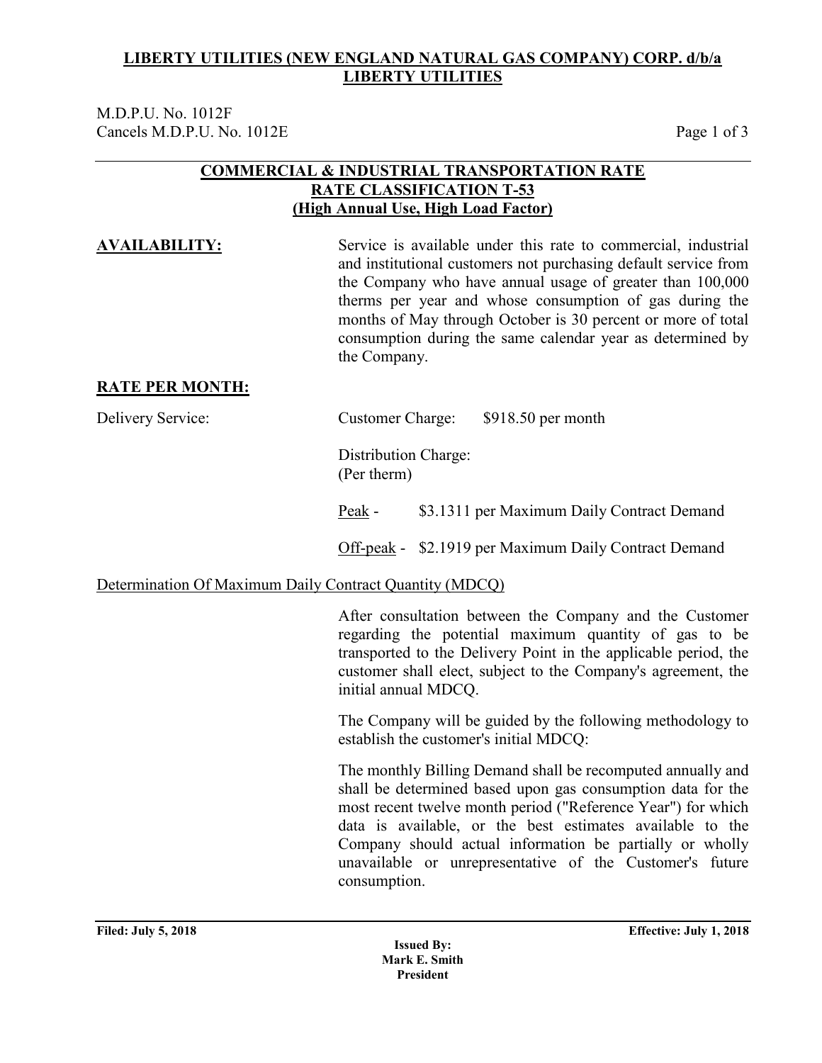**LIBERTY UTILITIES (NEW ENGLAND NATURAL GAS COMPANY) CORP. d/b/a LIBERTY UTILITIES**

M.D.P.U. No. 1012F
Cancels M.D.P.U. No. 1012E

## COMMERCIAL & INDUSTRIAL TRANSPORTATION RATE
## RATE CLASSIFICATION T-53
## (High Annual Use, High Load Factor)

**AVAILABILITY:**

Service is available under this rate to commercial, industrial and institutional customers not purchasing default service from the Company who have annual usage of greater than 100,000 therms per year and whose consumption of gas during the months of May through October is 30 percent or more of total consumption during the same calendar year as determined by the Company.

**RATE PER MONTH:**

Delivery Service:

Customer Charge: $918.50 per month

Distribution Charge:
(Per therm)

Peak - $3.1311 per Maximum Daily Contract Demand

Off-peak - $2.1919 per Maximum Daily Contract Demand

Determination Of Maximum Daily Contract Quantity (MDCQ)

After consultation between the Company and the Customer regarding the potential maximum quantity of gas to be transported to the Delivery Point in the applicable period, the customer shall elect, subject to the Company's agreement, the initial annual MDCQ.

The Company will be guided by the following methodology to establish the customer's initial MDCQ:

The monthly Billing Demand shall be recomputed annually and shall be determined based upon gas consumption data for the most recent twelve month period ("Reference Year") for which data is available, or the best estimates available to the Company should actual information be partially or wholly unavailable or unrepresentative of the Customer's future consumption.

**Filed: July 5, 2018** **Effective: July 1, 2018**

**Issued By:**
**Mark E. Smith**
**President**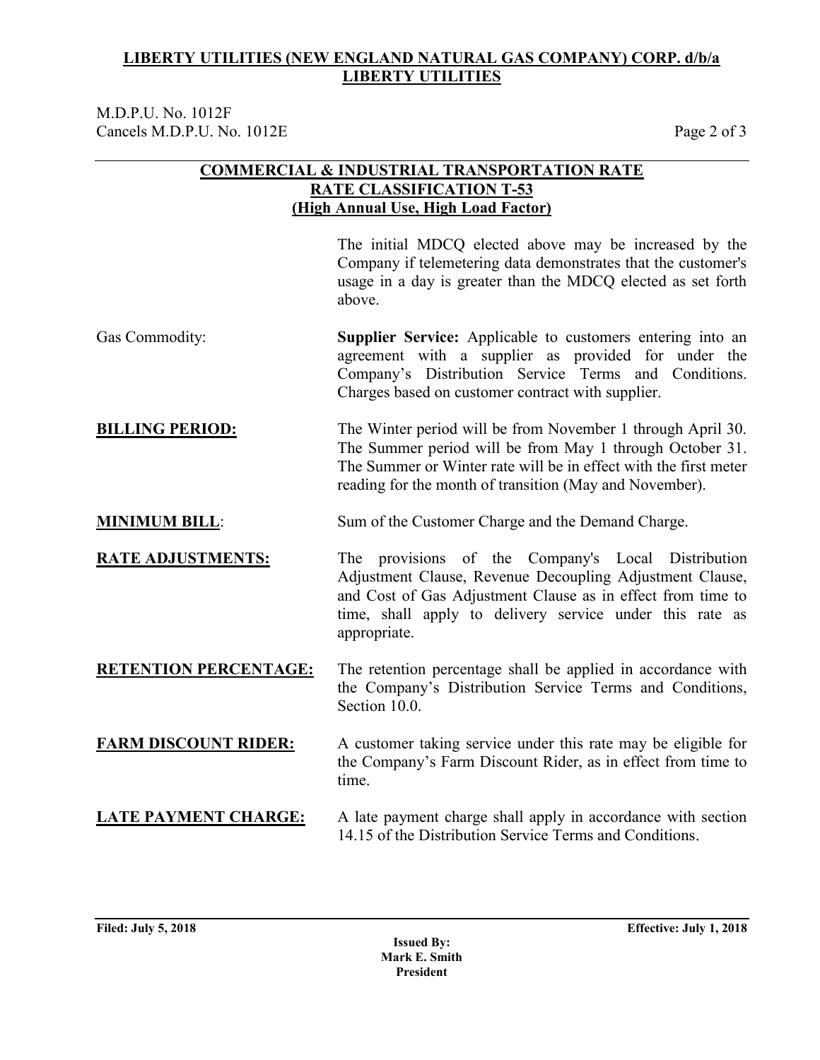**LIBERTY UTILITIES (NEW ENGLAND NATURAL GAS COMPANY) CORP. d/b/a LIBERTY UTILITIES**

M.D.P.U. No. 1012F
Cancels M.D.P.U. No. 1012E

## COMMERCIAL & INDUSTRIAL TRANSPORTATION RATE
## RATE CLASSIFICATION T-53
## (High Annual Use, High Load Factor)

The initial MDCQ elected above may be increased by the Company if telemetering data demonstrates that the customer's usage in a day is greater than the MDCQ elected as set forth above.

Gas Commodity: **Supplier Service:** Applicable to customers entering into an agreement with a supplier as provided for under the Company's Distribution Service Terms and Conditions. Charges based on customer contract with supplier.

**BILLING PERIOD:** The Winter period will be from November 1 through April 30. The Summer period will be from May 1 through October 31. The Summer or Winter rate will be in effect with the first meter reading for the month of transition (May and November).

**MINIMUM BILL**: Sum of the Customer Charge and the Demand Charge.

**RATE ADJUSTMENTS:** The provisions of the Company's Local Distribution Adjustment Clause, Revenue Decoupling Adjustment Clause, and Cost of Gas Adjustment Clause as in effect from time to time, shall apply to delivery service under this rate as appropriate.

**RETENTION PERCENTAGE:** The retention percentage shall be applied in accordance with the Company's Distribution Service Terms and Conditions, Section 10.0.

**FARM DISCOUNT RIDER:** A customer taking service under this rate may be eligible for the Company's Farm Discount Rider, as in effect from time to time.

**LATE PAYMENT CHARGE:** A late payment charge shall apply in accordance with section 14.15 of the Distribution Service Terms and Conditions.

**Filed: July 5, 2018** **Effective: July 1, 2018**

**Issued By:**
**Mark E. Smith**
**President**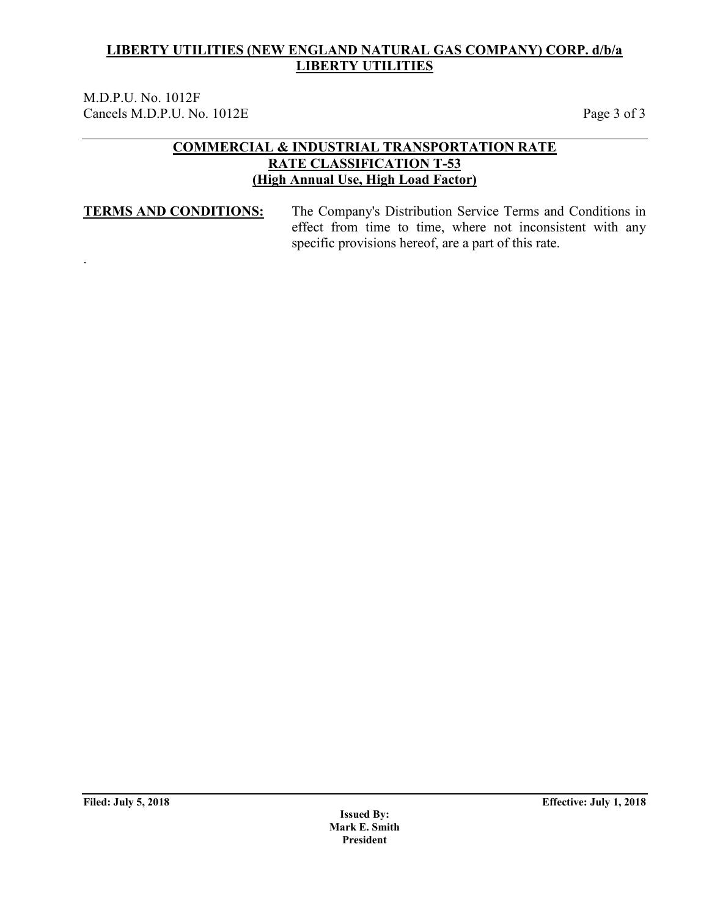**LIBERTY UTILITIES (NEW ENGLAND NATURAL GAS COMPANY) CORP. d/b/a LIBERTY UTILITIES**

M.D.P.U. No. 1012F
Cancels M.D.P.U. No. 1012E

## COMMERCIAL & INDUSTRIAL TRANSPORTATION RATE
## RATE CLASSIFICATION T-53
## (High Annual Use, High Load Factor)

**TERMS AND CONDITIONS:** The Company's Distribution Service Terms and Conditions in effect from time to time, where not inconsistent with any specific provisions hereof, are a part of this rate.

.

**Filed: July 5, 2018** **Effective: July 1, 2018**

**Issued By:**
**Mark E. Smith**
**President**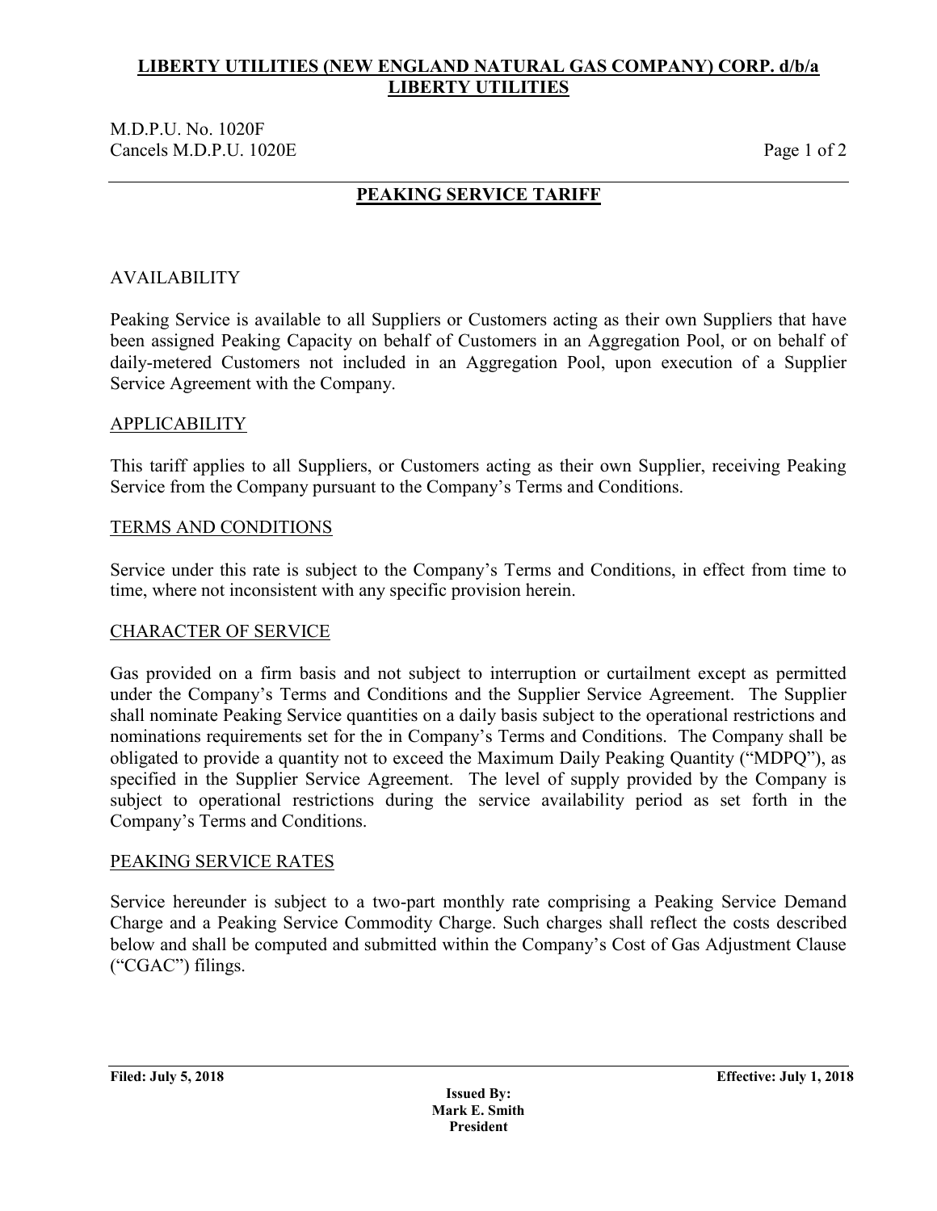**LIBERTY UTILITIES (NEW ENGLAND NATURAL GAS COMPANY) CORP. d/b/a LIBERTY UTILITIES**

M.D.P.U. No. 1020F
Cancels M.D.P.U. 1020E

## PEAKING SERVICE TARIFF

AVAILABILITY

Peaking Service is available to all Suppliers or Customers acting as their own Suppliers that have been assigned Peaking Capacity on behalf of Customers in an Aggregation Pool, or on behalf of daily-metered Customers not included in an Aggregation Pool, upon execution of a Supplier Service Agreement with the Company.

### APPLICABILITY

This tariff applies to all Suppliers, or Customers acting as their own Supplier, receiving Peaking Service from the Company pursuant to the Company's Terms and Conditions.

### TERMS AND CONDITIONS

Service under this rate is subject to the Company's Terms and Conditions, in effect from time to time, where not inconsistent with any specific provision herein.

### CHARACTER OF SERVICE

Gas provided on a firm basis and not subject to interruption or curtailment except as permitted under the Company's Terms and Conditions and the Supplier Service Agreement. The Supplier shall nominate Peaking Service quantities on a daily basis subject to the operational restrictions and nominations requirements set for the in Company's Terms and Conditions. The Company shall be obligated to provide a quantity not to exceed the Maximum Daily Peaking Quantity ("MDPQ"), as specified in the Supplier Service Agreement. The level of supply provided by the Company is subject to operational restrictions during the service availability period as set forth in the Company's Terms and Conditions.

### PEAKING SERVICE RATES

Service hereunder is subject to a two-part monthly rate comprising a Peaking Service Demand Charge and a Peaking Service Commodity Charge. Such charges shall reflect the costs described below and shall be computed and submitted within the Company's Cost of Gas Adjustment Clause ("CGAC") filings.

**Filed: July 5, 2018** **Effective: July 1, 2018**

**Issued By:**
**Mark E. Smith**
**President**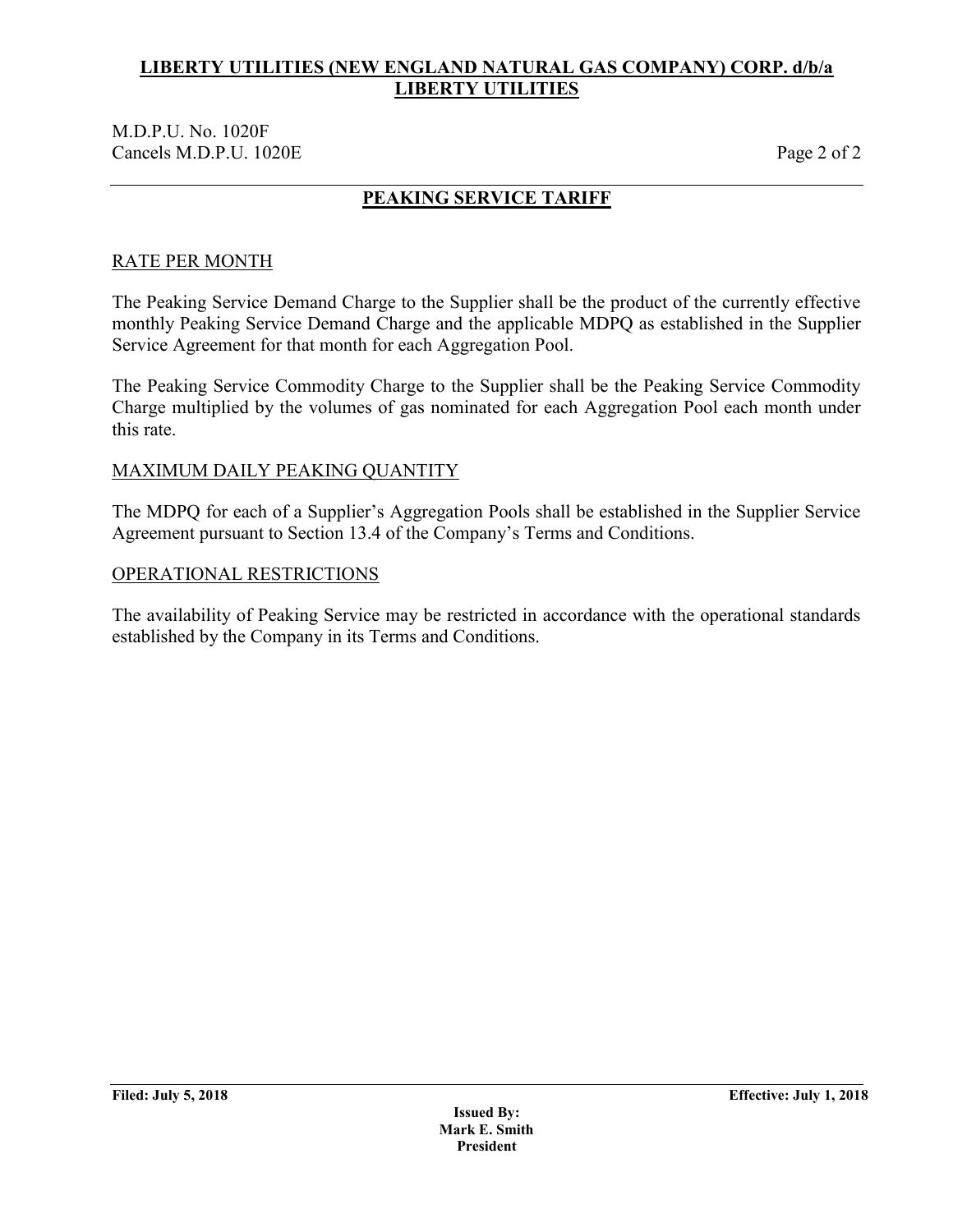# PEAKING SERVICE TARIFF

## RATE PER MONTH

The Peaking Service Demand Charge to the Supplier shall be the product of the currently effective monthly Peaking Service Demand Charge and the applicable MDPQ as established in the Supplier Service Agreement for that month for each Aggregation Pool.

The Peaking Service Commodity Charge to the Supplier shall be the Peaking Service Commodity Charge multiplied by the volumes of gas nominated for each Aggregation Pool each month under this rate.

## MAXIMUM DAILY PEAKING QUANTITY

The MDPQ for each of a Supplier's Aggregation Pools shall be established in the Supplier Service Agreement pursuant to Section 13.4 of the Company's Terms and Conditions.

## OPERATIONAL RESTRICTIONS

The availability of Peaking Service may be restricted in accordance with the operational standards established by the Company in its Terms and Conditions.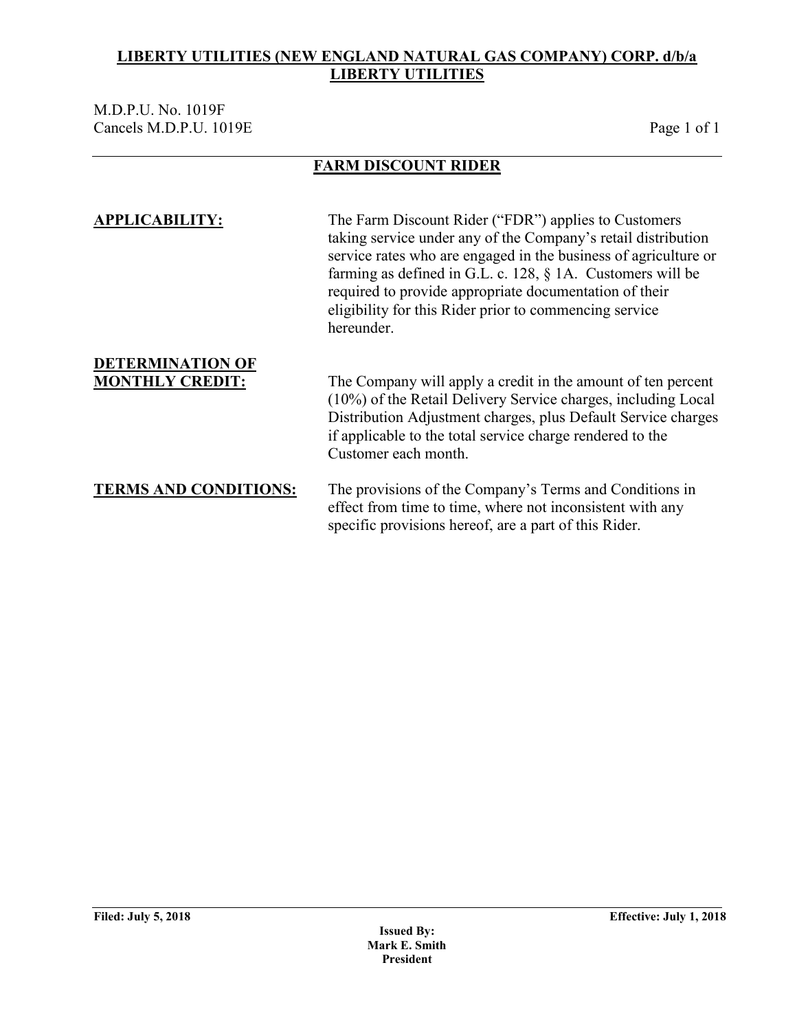**LIBERTY UTILITIES (NEW ENGLAND NATURAL GAS COMPANY) CORP. d/b/a LIBERTY UTILITIES**

M.D.P.U. No. 1019F
Cancels M.D.P.U. 1019E

## FARM DISCOUNT RIDER

**APPLICABILITY:**

The Farm Discount Rider ("FDR") applies to Customers taking service under any of the Company's retail distribution service rates who are engaged in the business of agriculture or farming as defined in G.L. c. 128, § 1A. Customers will be required to provide appropriate documentation of their eligibility for this Rider prior to commencing service hereunder.

**DETERMINATION OF MONTHLY CREDIT:**

The Company will apply a credit in the amount of ten percent (10%) of the Retail Delivery Service charges, including Local Distribution Adjustment charges, plus Default Service charges if applicable to the total service charge rendered to the Customer each month.

**TERMS AND CONDITIONS:**

The provisions of the Company's Terms and Conditions in effect from time to time, where not inconsistent with any specific provisions hereof, are a part of this Rider.

**Filed: July 5, 2018** **Effective: July 1, 2018**

**Issued By:**
**Mark E. Smith**
**President**